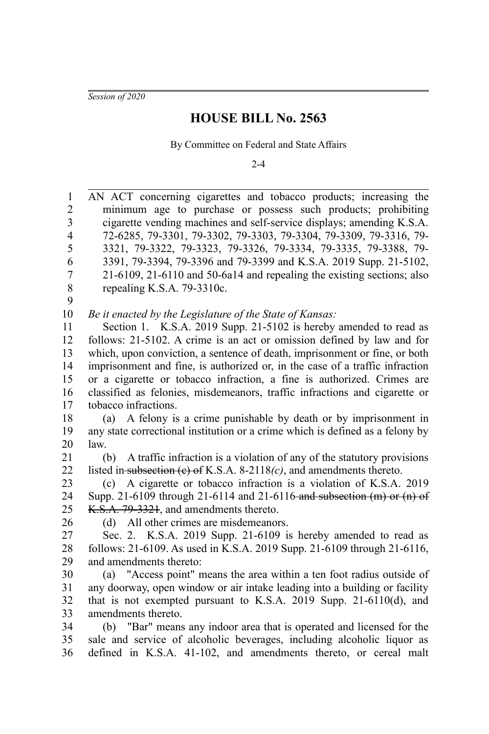*Session of 2020*

# HOUSE BILL No. 2563

By Committee on Federal and State Affairs

2-4

AN ACT concerning cigarettes and tobacco products; increasing the minimum age to purchase or possess such products; prohibiting cigarette vending machines and self-service displays; amending K.S.A. 72-6285, 79-3301, 79-3302, 79-3303, 79-3304, 79-3309, 79-3316, 79-3321, 79-3322, 79-3323, 79-3326, 79-3334, 79-3335, 79-3388, 79-3391, 79-3394, 79-3396 and 79-3399 and K.S.A. 2019 Supp. 21-5102, 21-6109, 21-6110 and 50-6a14 and repealing the existing sections; also repealing K.S.A. 79-3310c.

*Be it enacted by the Legislature of the State of Kansas:*

Section 1. K.S.A. 2019 Supp. 21-5102 is hereby amended to read as follows: 21-5102. A crime is an act or omission defined by law and for which, upon conviction, a sentence of death, imprisonment or fine, or both imprisonment and fine, is authorized or, in the case of a traffic infraction or a cigarette or tobacco infraction, a fine is authorized. Crimes are classified as felonies, misdemeanors, traffic infractions and cigarette or tobacco infractions.

(a) A felony is a crime punishable by death or by imprisonment in any state correctional institution or a crime which is defined as a felony by law.

(b) A traffic infraction is a violation of any of the statutory provisions listed in ~~subsection (c) of~~ K.S.A. 8-2118*(c)*, and amendments thereto.

(c) A cigarette or tobacco infraction is a violation of K.S.A. 2019 Supp. 21-6109 through 21-6114 and 21-6116 ~~and subsection (m) or (n) of K.S.A. 79-3321~~, and amendments thereto.

(d) All other crimes are misdemeanors.

Sec. 2. K.S.A. 2019 Supp. 21-6109 is hereby amended to read as follows: 21-6109. As used in K.S.A. 2019 Supp. 21-6109 through 21-6116, and amendments thereto:

(a) "Access point" means the area within a ten foot radius outside of any doorway, open window or air intake leading into a building or facility that is not exempted pursuant to K.S.A. 2019 Supp. 21-6110(d), and amendments thereto.

(b) "Bar" means any indoor area that is operated and licensed for the sale and service of alcoholic beverages, including alcoholic liquor as defined in K.S.A. 41-102, and amendments thereto, or cereal malt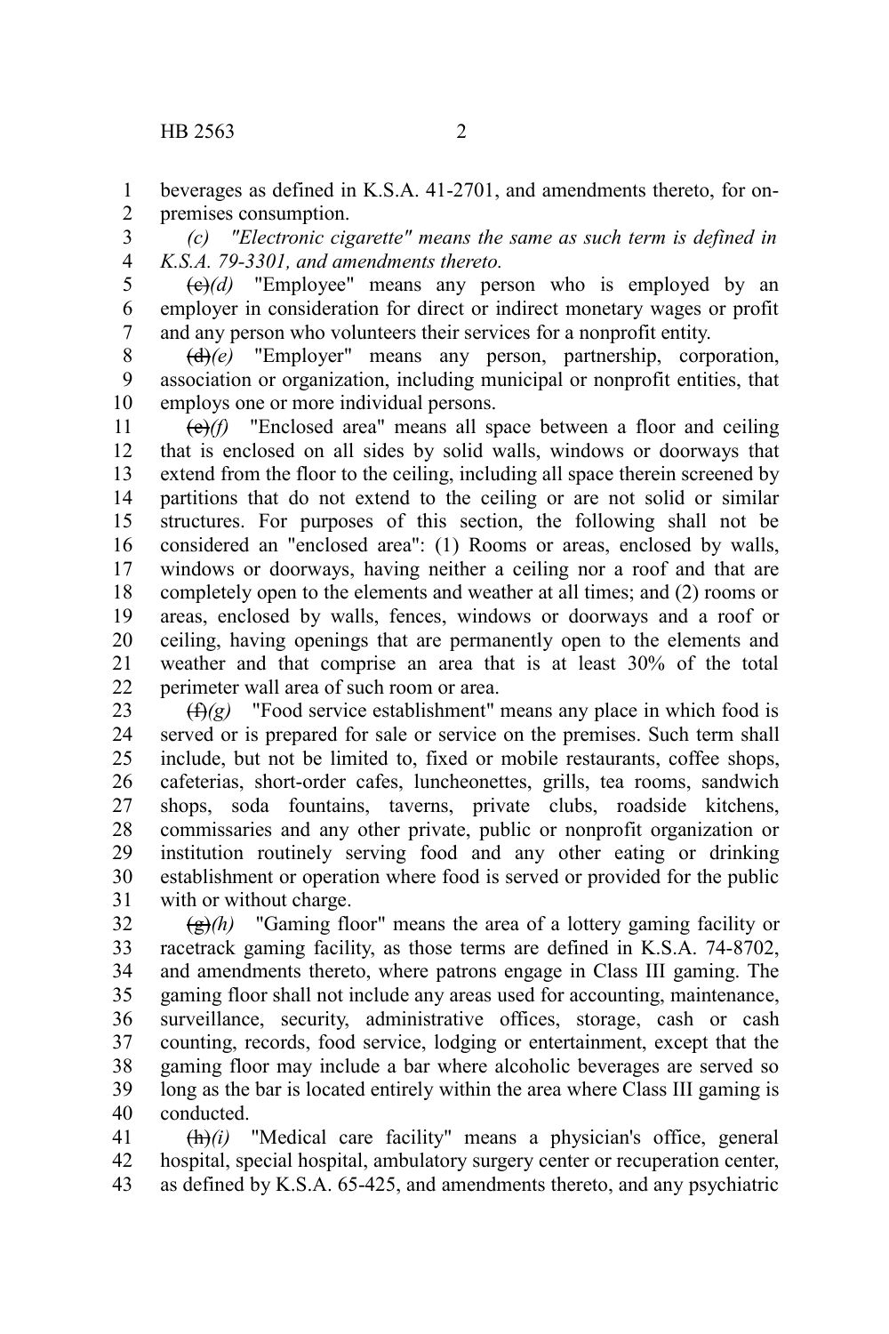beverages as defined in K.S.A. 41-2701, and amendments thereto, for on-premises consumption.

*(c) "Electronic cigarette" means the same as such term is defined in K.S.A. 79-3301, and amendments thereto.*

~~(c)~~*(d)* "Employee" means any person who is employed by an employer in consideration for direct or indirect monetary wages or profit and any person who volunteers their services for a nonprofit entity.

~~(d)~~*(e)* "Employer" means any person, partnership, corporation, association or organization, including municipal or nonprofit entities, that employs one or more individual persons.

~~(e)~~*(f)* "Enclosed area" means all space between a floor and ceiling that is enclosed on all sides by solid walls, windows or doorways that extend from the floor to the ceiling, including all space therein screened by partitions that do not extend to the ceiling or are not solid or similar structures. For purposes of this section, the following shall not be considered an "enclosed area": (1) Rooms or areas, enclosed by walls, windows or doorways, having neither a ceiling nor a roof and that are completely open to the elements and weather at all times; and (2) rooms or areas, enclosed by walls, fences, windows or doorways and a roof or ceiling, having openings that are permanently open to the elements and weather and that comprise an area that is at least 30% of the total perimeter wall area of such room or area.

~~(f)~~*(g)* "Food service establishment" means any place in which food is served or is prepared for sale or service on the premises. Such term shall include, but not be limited to, fixed or mobile restaurants, coffee shops, cafeterias, short-order cafes, luncheonettes, grills, tea rooms, sandwich shops, soda fountains, taverns, private clubs, roadside kitchens, commissaries and any other private, public or nonprofit organization or institution routinely serving food and any other eating or drinking establishment or operation where food is served or provided for the public with or without charge.

~~(g)~~*(h)* "Gaming floor" means the area of a lottery gaming facility or racetrack gaming facility, as those terms are defined in K.S.A. 74-8702, and amendments thereto, where patrons engage in Class III gaming. The gaming floor shall not include any areas used for accounting, maintenance, surveillance, security, administrative offices, storage, cash or cash counting, records, food service, lodging or entertainment, except that the gaming floor may include a bar where alcoholic beverages are served so long as the bar is located entirely within the area where Class III gaming is conducted.

~~(h)~~*(i)* "Medical care facility" means a physician's office, general hospital, special hospital, ambulatory surgery center or recuperation center, as defined by K.S.A. 65-425, and amendments thereto, and any psychiatric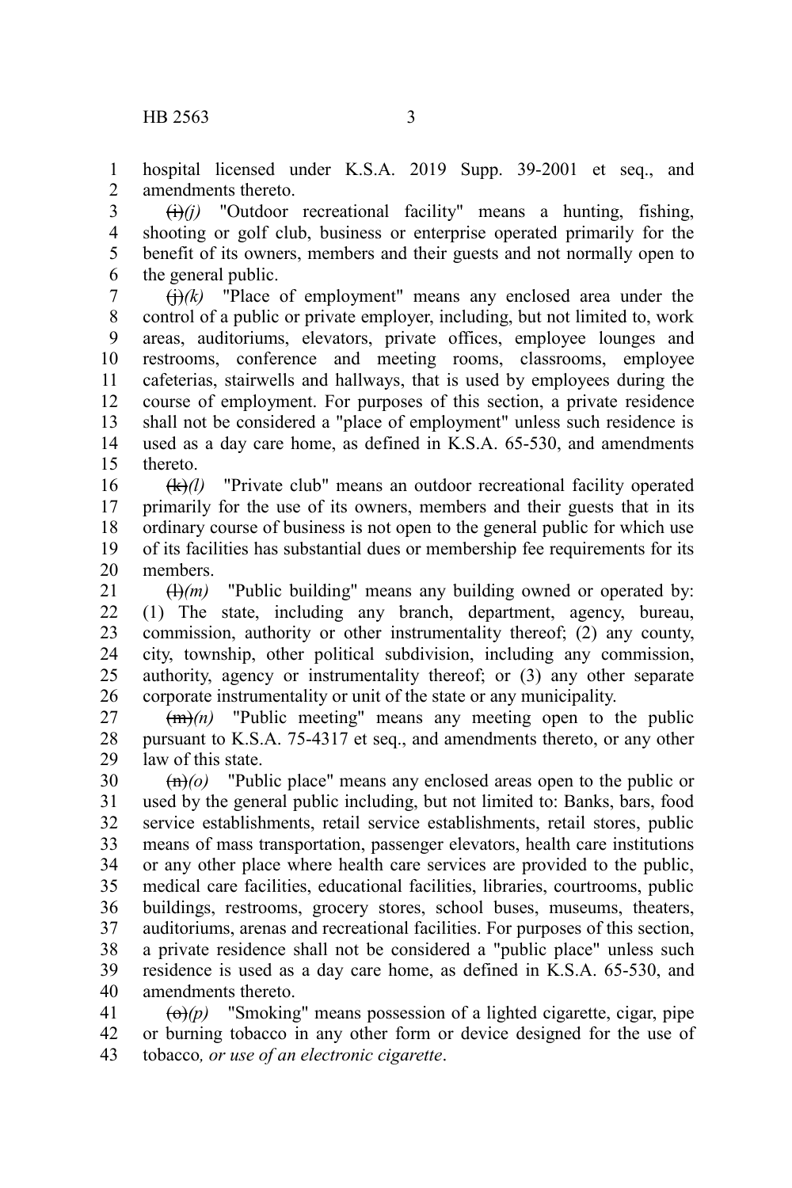hospital licensed under K.S.A. 2019 Supp. 39-2001 et seq., and amendments thereto.

~~(i)~~*(j)* "Outdoor recreational facility" means a hunting, fishing, shooting or golf club, business or enterprise operated primarily for the benefit of its owners, members and their guests and not normally open to the general public.

~~(j)~~*(k)* "Place of employment" means any enclosed area under the control of a public or private employer, including, but not limited to, work areas, auditoriums, elevators, private offices, employee lounges and restrooms, conference and meeting rooms, classrooms, employee cafeterias, stairwells and hallways, that is used by employees during the course of employment. For purposes of this section, a private residence shall not be considered a "place of employment" unless such residence is used as a day care home, as defined in K.S.A. 65-530, and amendments thereto.

~~(k)~~*(l)* "Private club" means an outdoor recreational facility operated primarily for the use of its owners, members and their guests that in its ordinary course of business is not open to the general public for which use of its facilities has substantial dues or membership fee requirements for its members.

~~(l)~~*(m)* "Public building" means any building owned or operated by: (1) The state, including any branch, department, agency, bureau, commission, authority or other instrumentality thereof; (2) any county, city, township, other political subdivision, including any commission, authority, agency or instrumentality thereof; or (3) any other separate corporate instrumentality or unit of the state or any municipality.

~~(m)~~*(n)* "Public meeting" means any meeting open to the public pursuant to K.S.A. 75-4317 et seq., and amendments thereto, or any other law of this state.

~~(n)~~*(o)* "Public place" means any enclosed areas open to the public or used by the general public including, but not limited to: Banks, bars, food service establishments, retail service establishments, retail stores, public means of mass transportation, passenger elevators, health care institutions or any other place where health care services are provided to the public, medical care facilities, educational facilities, libraries, courtrooms, public buildings, restrooms, grocery stores, school buses, museums, theaters, auditoriums, arenas and recreational facilities. For purposes of this section, a private residence shall not be considered a "public place" unless such residence is used as a day care home, as defined in K.S.A. 65-530, and amendments thereto.

~~(o)~~*(p)* "Smoking" means possession of a lighted cigarette, cigar, pipe or burning tobacco in any other form or device designed for the use of tobacco*, or use of an electronic cigarette*.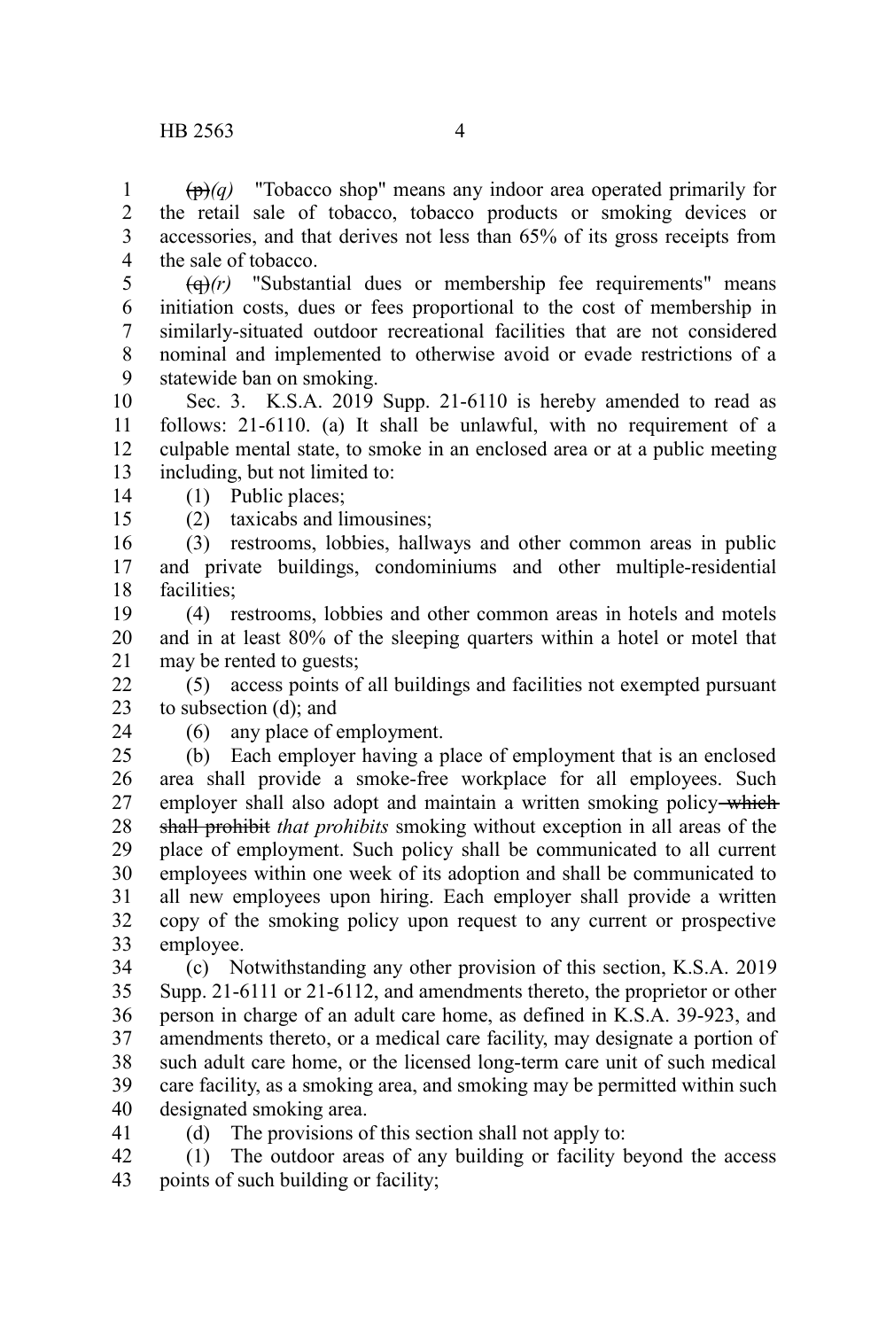~~(p)~~*(q)* "Tobacco shop" means any indoor area operated primarily for the retail sale of tobacco, tobacco products or smoking devices or accessories, and that derives not less than 65% of its gross receipts from the sale of tobacco.

~~(q)~~*(r)* "Substantial dues or membership fee requirements" means initiation costs, dues or fees proportional to the cost of membership in similarly-situated outdoor recreational facilities that are not considered nominal and implemented to otherwise avoid or evade restrictions of a statewide ban on smoking.

Sec. 3. K.S.A. 2019 Supp. 21-6110 is hereby amended to read as follows: 21-6110. (a) It shall be unlawful, with no requirement of a culpable mental state, to smoke in an enclosed area or at a public meeting including, but not limited to:

(1) Public places;

(2) taxicabs and limousines;

(3) restrooms, lobbies, hallways and other common areas in public and private buildings, condominiums and other multiple-residential facilities;

(4) restrooms, lobbies and other common areas in hotels and motels and in at least 80% of the sleeping quarters within a hotel or motel that may be rented to guests;

(5) access points of all buildings and facilities not exempted pursuant to subsection (d); and

(6) any place of employment.

(b) Each employer having a place of employment that is an enclosed area shall provide a smoke-free workplace for all employees. Such employer shall also adopt and maintain a written smoking policy ~~which shall prohibit~~ *that prohibits* smoking without exception in all areas of the place of employment. Such policy shall be communicated to all current employees within one week of its adoption and shall be communicated to all new employees upon hiring. Each employer shall provide a written copy of the smoking policy upon request to any current or prospective employee.

(c) Notwithstanding any other provision of this section, K.S.A. 2019 Supp. 21-6111 or 21-6112, and amendments thereto, the proprietor or other person in charge of an adult care home, as defined in K.S.A. 39-923, and amendments thereto, or a medical care facility, may designate a portion of such adult care home, or the licensed long-term care unit of such medical care facility, as a smoking area, and smoking may be permitted within such designated smoking area.

(d) The provisions of this section shall not apply to:

(1) The outdoor areas of any building or facility beyond the access points of such building or facility;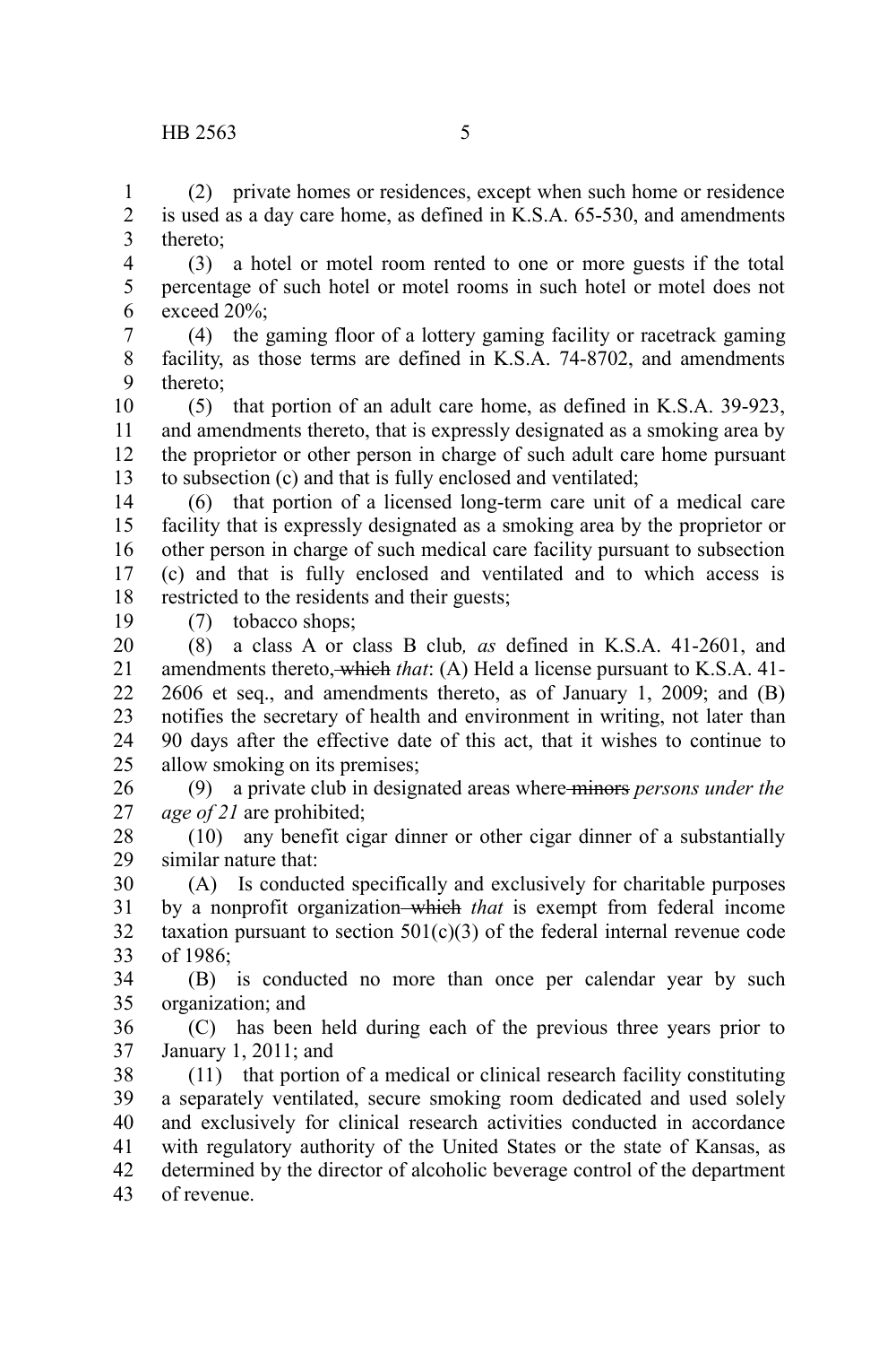(2) private homes or residences, except when such home or residence is used as a day care home, as defined in K.S.A. 65-530, and amendments thereto;

(3) a hotel or motel room rented to one or more guests if the total percentage of such hotel or motel rooms in such hotel or motel does not exceed 20%;

(4) the gaming floor of a lottery gaming facility or racetrack gaming facility, as those terms are defined in K.S.A. 74-8702, and amendments thereto;

(5) that portion of an adult care home, as defined in K.S.A. 39-923, and amendments thereto, that is expressly designated as a smoking area by the proprietor or other person in charge of such adult care home pursuant to subsection (c) and that is fully enclosed and ventilated;

(6) that portion of a licensed long-term care unit of a medical care facility that is expressly designated as a smoking area by the proprietor or other person in charge of such medical care facility pursuant to subsection (c) and that is fully enclosed and ventilated and to which access is restricted to the residents and their guests;

(7) tobacco shops;

(8) a class A or class B club*, as* defined in K.S.A. 41-2601, and amendments thereto, ~~which~~ *that*: (A) Held a license pursuant to K.S.A. 41-2606 et seq., and amendments thereto, as of January 1, 2009; and (B) notifies the secretary of health and environment in writing, not later than 90 days after the effective date of this act, that it wishes to continue to allow smoking on its premises;

(9) a private club in designated areas where ~~minors~~ *persons under the age of 21* are prohibited;

(10) any benefit cigar dinner or other cigar dinner of a substantially similar nature that:

(A) Is conducted specifically and exclusively for charitable purposes by a nonprofit organization ~~which~~ *that* is exempt from federal income taxation pursuant to section 501(c)(3) of the federal internal revenue code of 1986;

(B) is conducted no more than once per calendar year by such organization; and

(C) has been held during each of the previous three years prior to January 1, 2011; and

(11) that portion of a medical or clinical research facility constituting a separately ventilated, secure smoking room dedicated and used solely and exclusively for clinical research activities conducted in accordance with regulatory authority of the United States or the state of Kansas, as determined by the director of alcoholic beverage control of the department of revenue.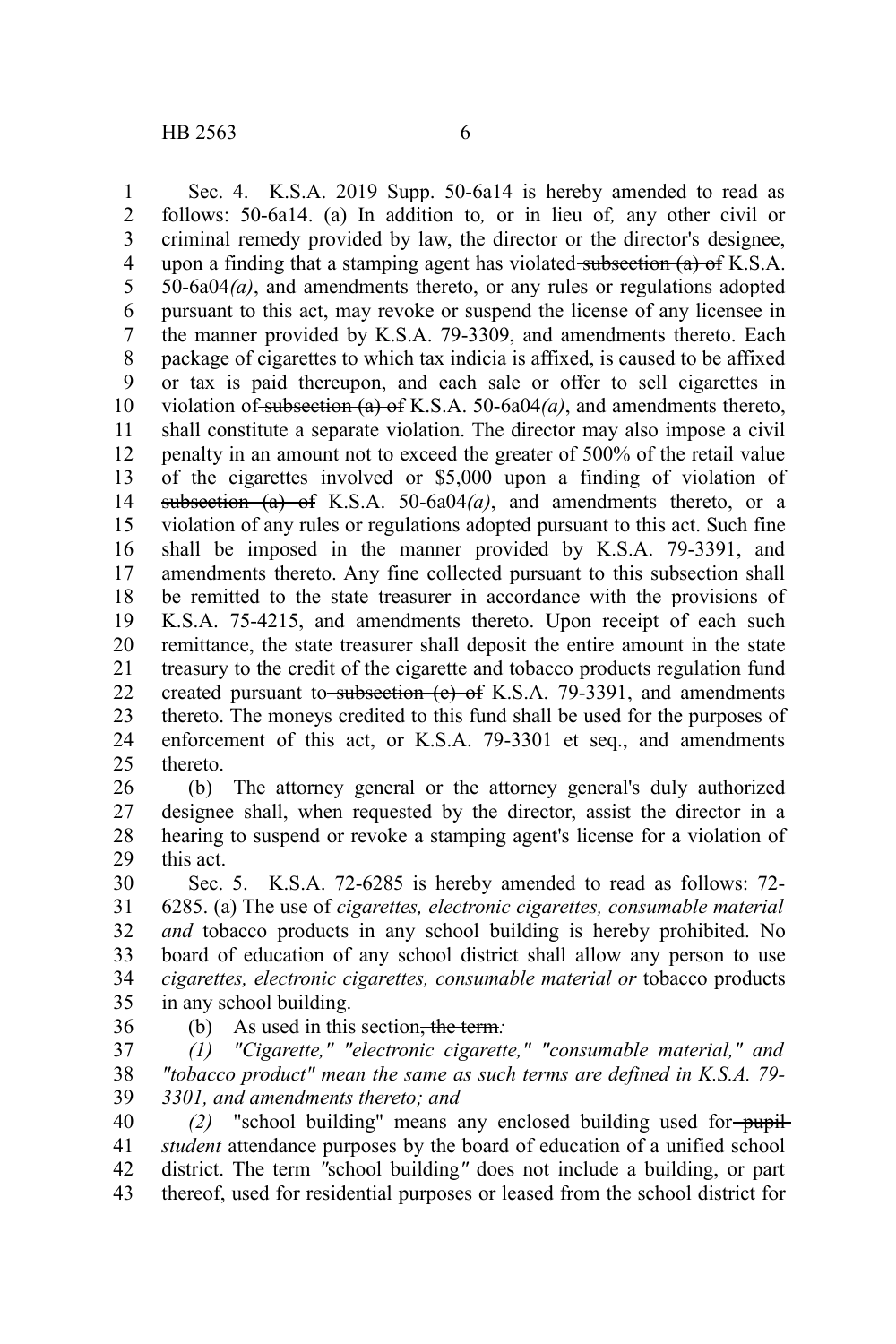Sec. 4. K.S.A. 2019 Supp. 50-6a14 is hereby amended to read as follows: 50-6a14. (a) In addition to*,* or in lieu of*,* any other civil or criminal remedy provided by law, the director or the director's designee, upon a finding that a stamping agent has violated ~~subsection (a) of~~ K.S.A. 50-6a04*(a)*, and amendments thereto, or any rules or regulations adopted pursuant to this act, may revoke or suspend the license of any licensee in the manner provided by K.S.A. 79-3309, and amendments thereto. Each package of cigarettes to which tax indicia is affixed, is caused to be affixed or tax is paid thereupon, and each sale or offer to sell cigarettes in violation of ~~subsection (a) of~~ K.S.A. 50-6a04*(a)*, and amendments thereto, shall constitute a separate violation. The director may also impose a civil penalty in an amount not to exceed the greater of 500% of the retail value of the cigarettes involved or $5,000 upon a finding of violation of ~~subsection (a) of~~ K.S.A. 50-6a04*(a)*, and amendments thereto, or a violation of any rules or regulations adopted pursuant to this act. Such fine shall be imposed in the manner provided by K.S.A. 79-3391, and amendments thereto. Any fine collected pursuant to this subsection shall be remitted to the state treasurer in accordance with the provisions of K.S.A. 75-4215, and amendments thereto. Upon receipt of each such remittance, the state treasurer shall deposit the entire amount in the state treasury to the credit of the cigarette and tobacco products regulation fund created pursuant to ~~subsection (c) of~~ K.S.A. 79-3391, and amendments thereto. The moneys credited to this fund shall be used for the purposes of enforcement of this act, or K.S.A. 79-3301 et seq., and amendments thereto.

(b) The attorney general or the attorney general's duly authorized designee shall, when requested by the director, assist the director in a hearing to suspend or revoke a stamping agent's license for a violation of this act.

Sec. 5. K.S.A. 72-6285 is hereby amended to read as follows: 72-6285. (a) The use of *cigarettes, electronic cigarettes, consumable material and* tobacco products in any school building is hereby prohibited. No board of education of any school district shall allow any person to use *cigarettes, electronic cigarettes, consumable material or* tobacco products in any school building.

(b) As used in this section~~, the term~~*:*

*(1) "Cigarette," "electronic cigarette," "consumable material," and "tobacco product" mean the same as such terms are defined in K.S.A. 79-3301, and amendments thereto; and*

*(2)* "school building" means any enclosed building used for ~~pupil~~ *student* attendance purposes by the board of education of a unified school district. The term *"*school building*"* does not include a building, or part thereof, used for residential purposes or leased from the school district for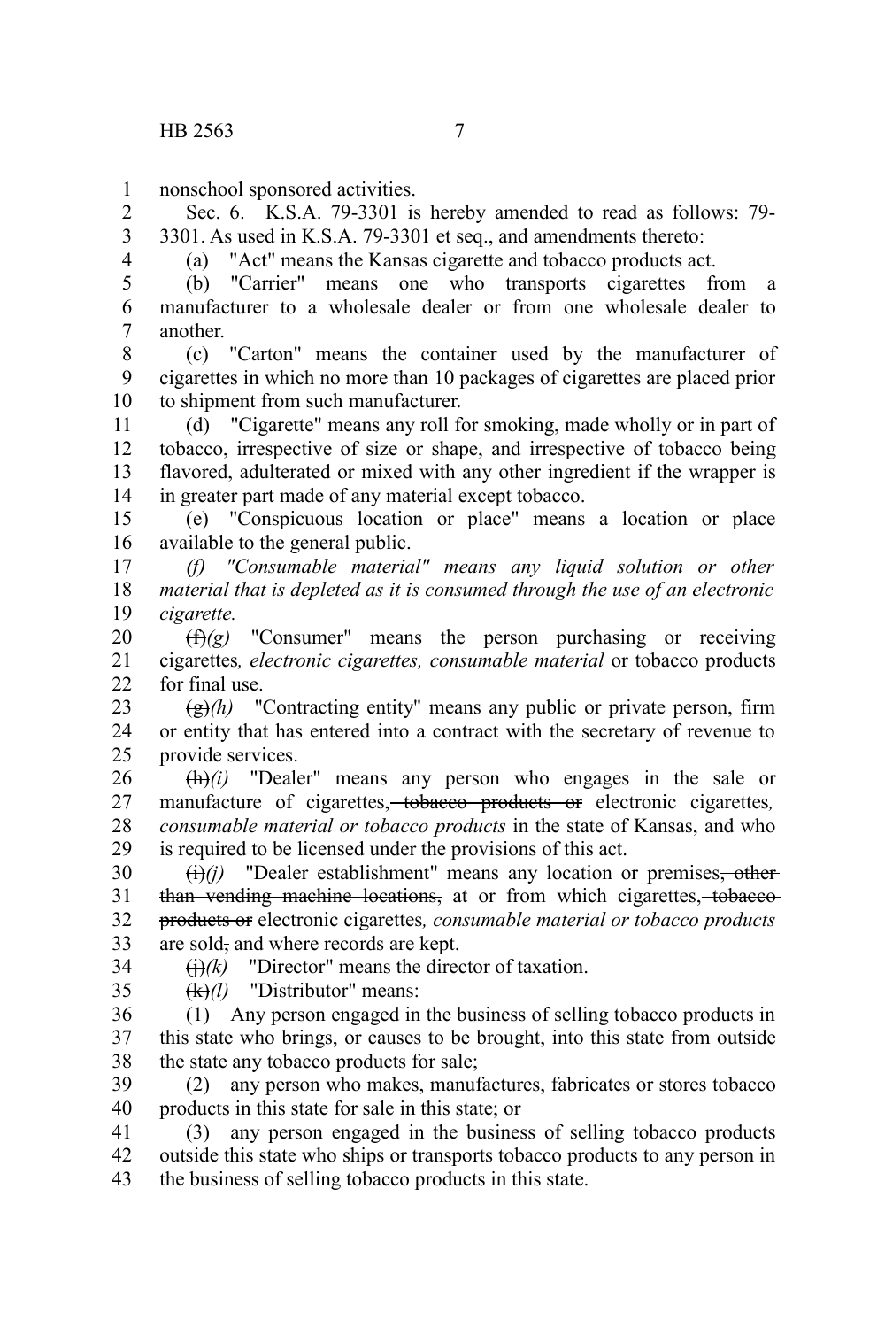nonschool sponsored activities.

Sec. 6. K.S.A. 79-3301 is hereby amended to read as follows: 79-3301. As used in K.S.A. 79-3301 et seq., and amendments thereto:

(a) "Act" means the Kansas cigarette and tobacco products act.

(b) "Carrier" means one who transports cigarettes from a manufacturer to a wholesale dealer or from one wholesale dealer to another.

(c) "Carton" means the container used by the manufacturer of cigarettes in which no more than 10 packages of cigarettes are placed prior to shipment from such manufacturer.

(d) "Cigarette" means any roll for smoking, made wholly or in part of tobacco, irrespective of size or shape, and irrespective of tobacco being flavored, adulterated or mixed with any other ingredient if the wrapper is in greater part made of any material except tobacco.

(e) "Conspicuous location or place" means a location or place available to the general public.

*(f) "Consumable material" means any liquid solution or other material that is depleted as it is consumed through the use of an electronic cigarette.*

~~(f)~~*(g)* "Consumer" means the person purchasing or receiving cigarettes*, electronic cigarettes, consumable material* or tobacco products for final use.

~~(g)~~*(h)* "Contracting entity" means any public or private person, firm or entity that has entered into a contract with the secretary of revenue to provide services.

~~(h)~~*(i)* "Dealer" means any person who engages in the sale or manufacture of cigarettes, ~~tobacco products or~~ electronic cigarettes*, consumable material or tobacco products* in the state of Kansas, and who is required to be licensed under the provisions of this act.

~~(i)~~*(j)* "Dealer establishment" means any location or premises~~, other than vending machine locations,~~ at or from which cigarettes, ~~tobacco products or~~ electronic cigarettes*, consumable material or tobacco products* are sold~~,~~ and where records are kept.

~~(j)~~*(k)* "Director" means the director of taxation.

~~(k)~~*(l)* "Distributor" means:

(1) Any person engaged in the business of selling tobacco products in this state who brings, or causes to be brought, into this state from outside the state any tobacco products for sale;

(2) any person who makes, manufactures, fabricates or stores tobacco products in this state for sale in this state; or

(3) any person engaged in the business of selling tobacco products outside this state who ships or transports tobacco products to any person in the business of selling tobacco products in this state.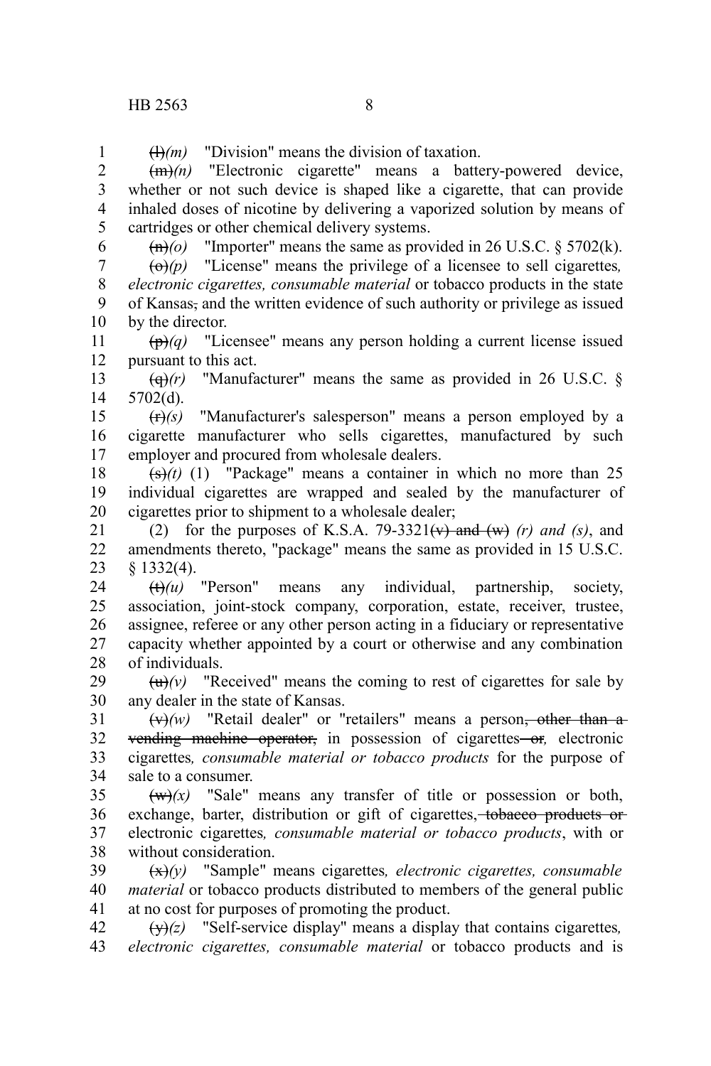~~(l)~~*(m)* "Division" means the division of taxation.

~~(m)~~*(n)* "Electronic cigarette" means a battery-powered device, whether or not such device is shaped like a cigarette, that can provide inhaled doses of nicotine by delivering a vaporized solution by means of cartridges or other chemical delivery systems.

~~(n)~~*(o)* "Importer" means the same as provided in 26 U.S.C. § 5702(k).

~~(o)~~*(p)* "License" means the privilege of a licensee to sell cigarettes*, electronic cigarettes, consumable material* or tobacco products in the state of Kansas~~,~~ and the written evidence of such authority or privilege as issued by the director.

~~(p)~~*(q)* "Licensee" means any person holding a current license issued pursuant to this act.

~~(q)~~*(r)* "Manufacturer" means the same as provided in 26 U.S.C. § 5702(d).

~~(r)~~*(s)* "Manufacturer's salesperson" means a person employed by a cigarette manufacturer who sells cigarettes, manufactured by such employer and procured from wholesale dealers.

~~(s)~~*(t)* (1) "Package" means a container in which no more than 25 individual cigarettes are wrapped and sealed by the manufacturer of cigarettes prior to shipment to a wholesale dealer;

(2) for the purposes of K.S.A. 79-3321~~(v) and (w)~~ *(r) and (s)*, and amendments thereto, "package" means the same as provided in 15 U.S.C. § 1332(4).

~~(t)~~*(u)* "Person" means any individual, partnership, society, association, joint-stock company, corporation, estate, receiver, trustee, assignee, referee or any other person acting in a fiduciary or representative capacity whether appointed by a court or otherwise and any combination of individuals.

~~(u)~~*(v)* "Received" means the coming to rest of cigarettes for sale by any dealer in the state of Kansas.

~~(v)~~*(w)* "Retail dealer" or "retailers" means a person~~, other than a vending machine operator,~~ in possession of cigarettes~~ or~~*,* electronic cigarettes*, consumable material or tobacco products* for the purpose of sale to a consumer.

~~(w)~~*(x)* "Sale" means any transfer of title or possession or both, exchange, barter, distribution or gift of cigarettes,~~ tobacco products or~~ electronic cigarettes*, consumable material or tobacco products*, with or without consideration.

~~(x)~~*(y)* "Sample" means cigarettes*, electronic cigarettes, consumable material* or tobacco products distributed to members of the general public at no cost for purposes of promoting the product.

~~(y)~~*(z)* "Self-service display" means a display that contains cigarettes*, electronic cigarettes, consumable material* or tobacco products and is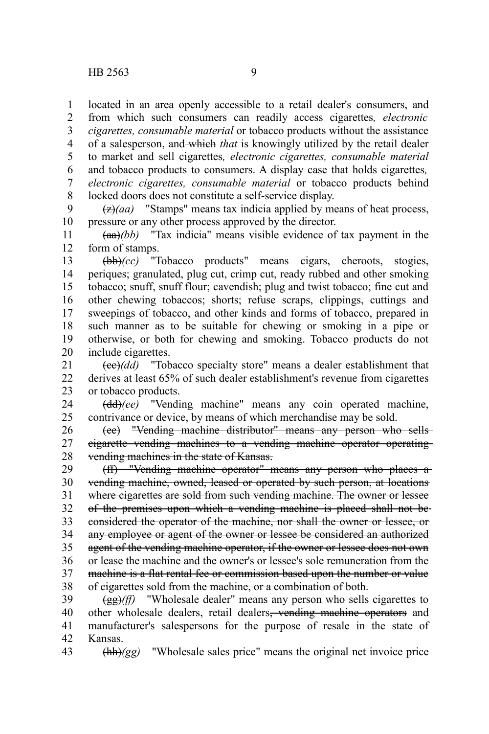located in an area openly accessible to a retail dealer's consumers, and from which such consumers can readily access cigarettes*, electronic cigarettes, consumable material* or tobacco products without the assistance of a salesperson, and ~~which~~ *that* is knowingly utilized by the retail dealer to market and sell cigarettes*, electronic cigarettes, consumable material* and tobacco products to consumers. A display case that holds cigarettes*, electronic cigarettes, consumable material* or tobacco products behind locked doors does not constitute a self-service display.

~~(z)~~*(aa)* "Stamps" means tax indicia applied by means of heat process, pressure or any other process approved by the director.

~~(aa)~~*(bb)* "Tax indicia" means visible evidence of tax payment in the form of stamps.

~~(bb)~~*(cc)* "Tobacco products" means cigars, cheroots, stogies, periques; granulated, plug cut, crimp cut, ready rubbed and other smoking tobacco; snuff, snuff flour; cavendish; plug and twist tobacco; fine cut and other chewing tobaccos; shorts; refuse scraps, clippings, cuttings and sweepings of tobacco, and other kinds and forms of tobacco, prepared in such manner as to be suitable for chewing or smoking in a pipe or otherwise, or both for chewing and smoking. Tobacco products do not include cigarettes.

~~(cc)~~*(dd)* "Tobacco specialty store" means a dealer establishment that derives at least 65% of such dealer establishment's revenue from cigarettes or tobacco products.

~~(dd)~~*(ee)* "Vending machine" means any coin operated machine, contrivance or device, by means of which merchandise may be sold.

~~(ee) "Vending machine distributor" means any person who sells cigarette vending machines to a vending machine operator operating vending machines in the state of Kansas.~~

~~(ff) "Vending machine operator" means any person who places a vending machine, owned, leased or operated by such person, at locations where cigarettes are sold from such vending machine. The owner or lessee of the premises upon which a vending machine is placed shall not be considered the operator of the machine, nor shall the owner or lessee, or any employee or agent of the owner or lessee be considered an authorized agent of the vending machine operator, if the owner or lessee does not own or lease the machine and the owner's or lessee's sole remuneration from the machine is a flat rental fee or commission based upon the number or value of cigarettes sold from the machine, or a combination of both.~~

~~(gg)~~*(ff)* "Wholesale dealer" means any person who sells cigarettes to other wholesale dealers, retail dealers~~, vending machine operators~~ and manufacturer's salespersons for the purpose of resale in the state of Kansas.

~~(hh)~~*(gg)* "Wholesale sales price" means the original net invoice price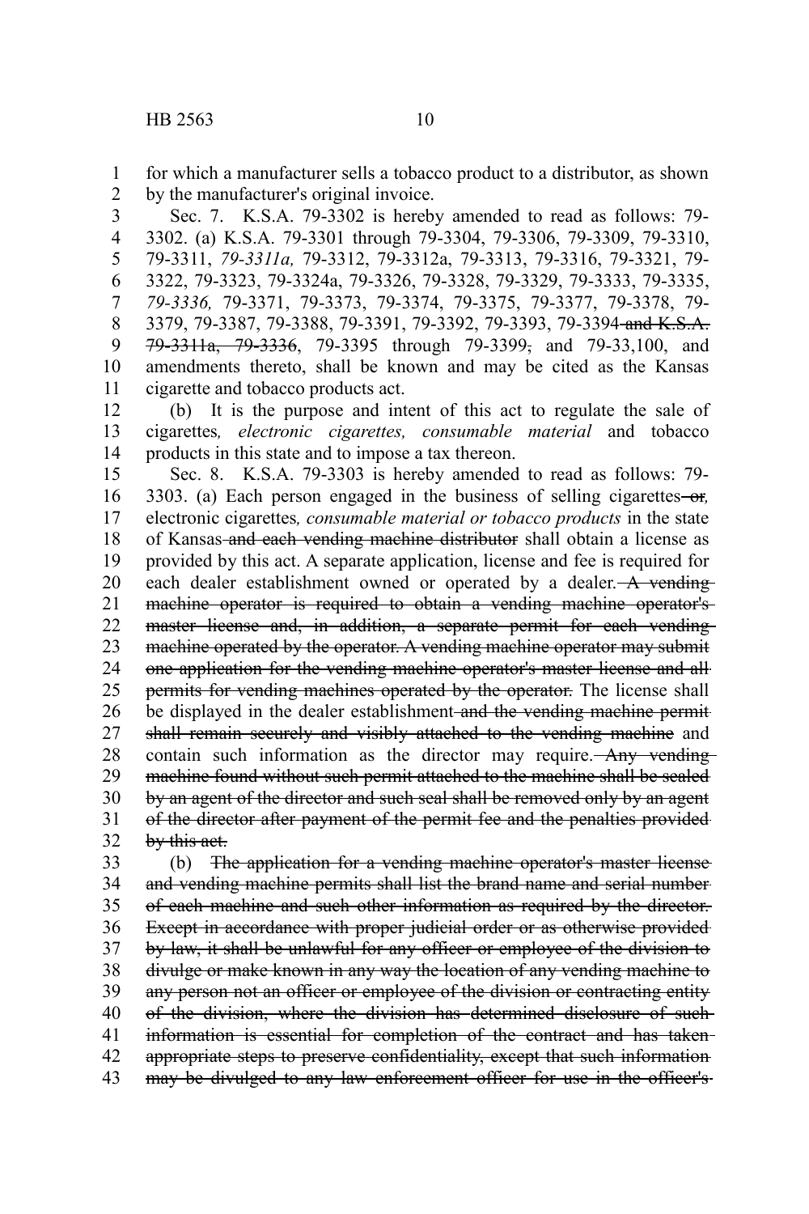for which a manufacturer sells a tobacco product to a distributor, as shown by the manufacturer's original invoice.

Sec. 7. K.S.A. 79-3302 is hereby amended to read as follows: 79-3302. (a) K.S.A. 79-3301 through 79-3304, 79-3306, 79-3309, 79-3310, 79-3311, *79-3311a,* 79-3312, 79-3312a, 79-3313, 79-3316, 79-3321, 79-3322, 79-3323, 79-3324a, 79-3326, 79-3328, 79-3329, 79-3333, 79-3335, *79-3336,* 79-3371, 79-3373, 79-3374, 79-3375, 79-3377, 79-3378, 79-3379, 79-3387, 79-3388, 79-3391, 79-3392, 79-3393, 79-3394 ~~and K.S.A. 79-3311a, 79-3336~~, 79-3395 through 79-3399~~,~~ and 79-33,100, and amendments thereto, shall be known and may be cited as the Kansas cigarette and tobacco products act.

(b) It is the purpose and intent of this act to regulate the sale of cigarettes*, electronic cigarettes, consumable material* and tobacco products in this state and to impose a tax thereon.

Sec. 8. K.S.A. 79-3303 is hereby amended to read as follows: 79-3303. (a) Each person engaged in the business of selling cigarettes ~~or~~*,* electronic cigarettes*, consumable material or tobacco products* in the state of Kansas ~~and each vending machine distributor~~ shall obtain a license as provided by this act. A separate application, license and fee is required for each dealer establishment owned or operated by a dealer. ~~A vending machine operator is required to obtain a vending machine operator's master license and, in addition, a separate permit for each vending machine operated by the operator. A vending machine operator may submit one application for the vending machine operator's master license and all permits for vending machines operated by the operator.~~ The license shall be displayed in the dealer establishment ~~and the vending machine permit shall remain securely and visibly attached to the vending machine~~ and contain such information as the director may require. ~~Any vending machine found without such permit attached to the machine shall be sealed by an agent of the director and such seal shall be removed only by an agent of the director after payment of the permit fee and the penalties provided by this act.~~

(b) ~~The application for a vending machine operator's master license and vending machine permits shall list the brand name and serial number of each machine and such other information as required by the director. Except in accordance with proper judicial order or as otherwise provided by law, it shall be unlawful for any officer or employee of the division to divulge or make known in any way the location of any vending machine to any person not an officer or employee of the division or contracting entity of the division, where the division has determined disclosure of such information is essential for completion of the contract and has taken appropriate steps to preserve confidentiality, except that such information may be divulged to any law enforcement officer for use in the officer's~~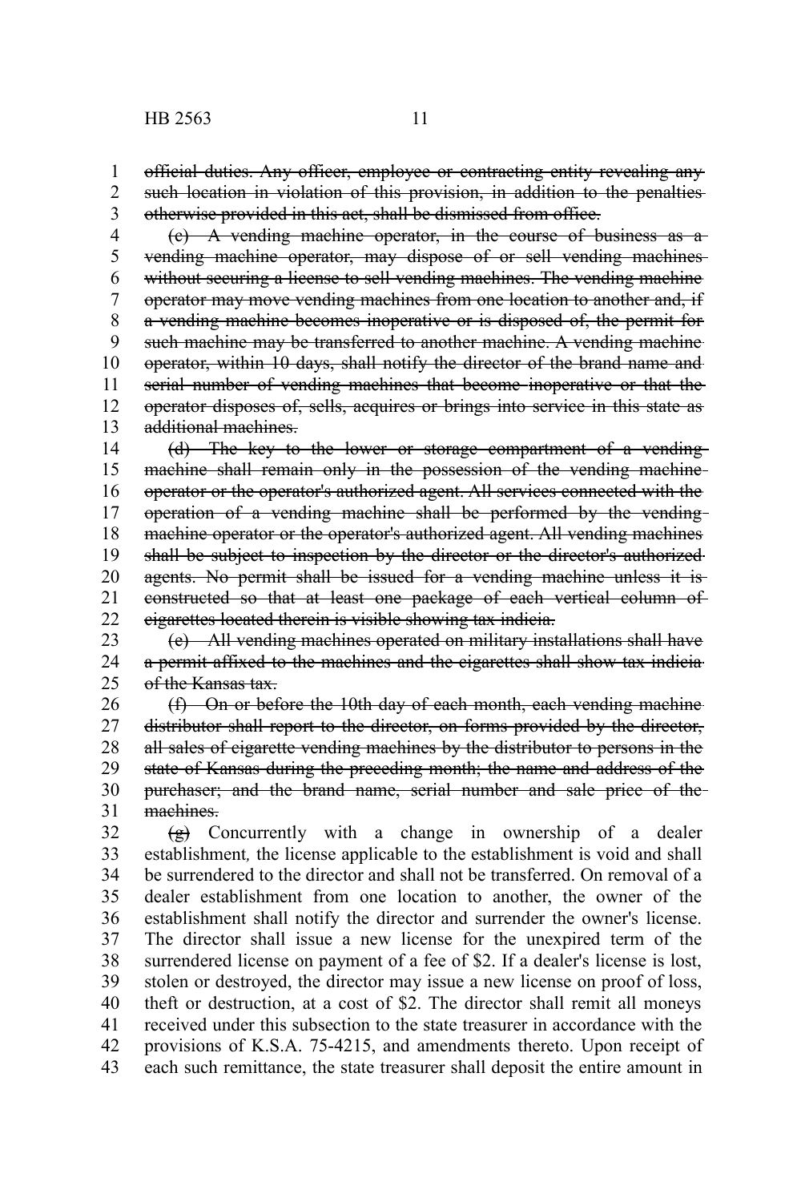~~official duties. Any officer, employee or contracting entity revealing any such location in violation of this provision, in addition to the penalties otherwise provided in this act, shall be dismissed from office.~~

~~(c) A vending machine operator, in the course of business as a vending machine operator, may dispose of or sell vending machines without securing a license to sell vending machines. The vending machine operator may move vending machines from one location to another and, if a vending machine becomes inoperative or is disposed of, the permit for such machine may be transferred to another machine. A vending machine operator, within 10 days, shall notify the director of the brand name and serial number of vending machines that become inoperative or that the operator disposes of, sells, acquires or brings into service in this state as additional machines.~~

~~(d) The key to the lower or storage compartment of a vending machine shall remain only in the possession of the vending machine operator or the operator's authorized agent. All services connected with the operation of a vending machine shall be performed by the vending machine operator or the operator's authorized agent. All vending machines shall be subject to inspection by the director or the director's authorized agents. No permit shall be issued for a vending machine unless it is constructed so that at least one package of each vertical column of cigarettes located therein is visible showing tax indicia.~~

~~(e) All vending machines operated on military installations shall have a permit affixed to the machines and the cigarettes shall show tax indicia of the Kansas tax.~~

~~(f) On or before the 10th day of each month, each vending machine distributor shall report to the director, on forms provided by the director, all sales of cigarette vending machines by the distributor to persons in the state of Kansas during the preceding month; the name and address of the purchaser; and the brand name, serial number and sale price of the machines.~~

~~(g)~~ Concurrently with a change in ownership of a dealer establishment*,* the license applicable to the establishment is void and shall be surrendered to the director and shall not be transferred. On removal of a dealer establishment from one location to another, the owner of the establishment shall notify the director and surrender the owner's license. The director shall issue a new license for the unexpired term of the surrendered license on payment of a fee of $2. If a dealer's license is lost, stolen or destroyed, the director may issue a new license on proof of loss, theft or destruction, at a cost of $2. The director shall remit all moneys received under this subsection to the state treasurer in accordance with the provisions of K.S.A. 75-4215, and amendments thereto. Upon receipt of each such remittance, the state treasurer shall deposit the entire amount in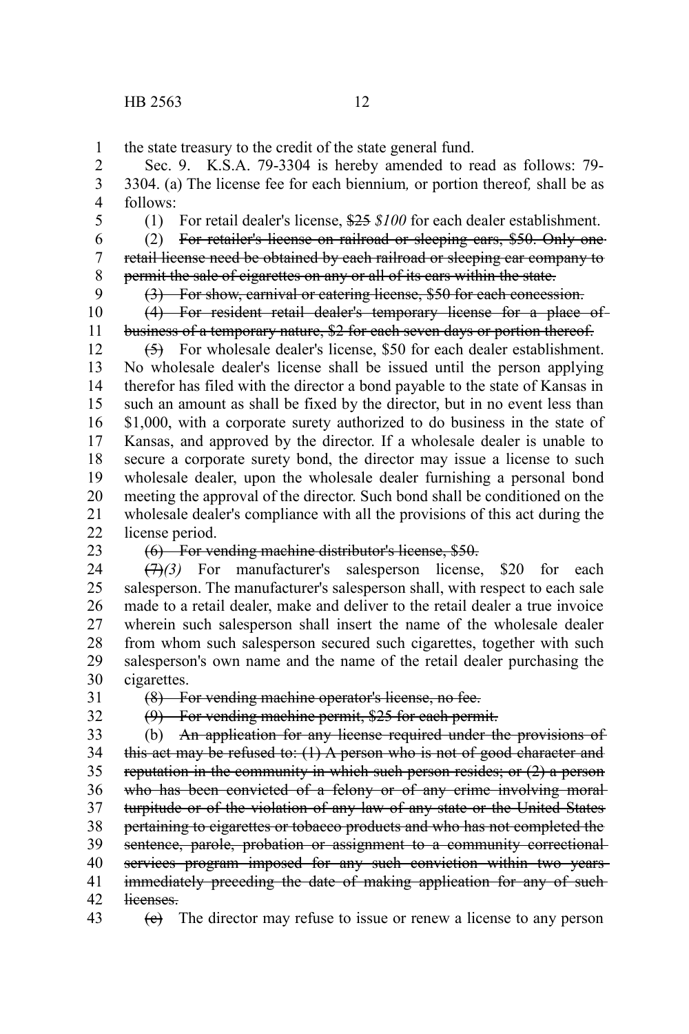the state treasury to the credit of the state general fund.

Sec. 9. K.S.A. 79-3304 is hereby amended to read as follows: 79-3304. (a) The license fee for each biennium*,* or portion thereof*,* shall be as follows:

(1) For retail dealer's license, ~~$25~~ *$100* for each dealer establishment.

(2) ~~For retailer's license on railroad or sleeping cars, $50. Only one retail license need be obtained by each railroad or sleeping car company to permit the sale of cigarettes on any or all of its cars within the state.~~

~~(3) For show, carnival or catering license, $50 for each concession.~~

~~(4) For resident retail dealer's temporary license for a place of business of a temporary nature, $2 for each seven days or portion thereof.~~

~~(5)~~ For wholesale dealer's license, $50 for each dealer establishment. No wholesale dealer's license shall be issued until the person applying therefor has filed with the director a bond payable to the state of Kansas in such an amount as shall be fixed by the director, but in no event less than $1,000, with a corporate surety authorized to do business in the state of Kansas, and approved by the director. If a wholesale dealer is unable to secure a corporate surety bond, the director may issue a license to such wholesale dealer, upon the wholesale dealer furnishing a personal bond meeting the approval of the director. Such bond shall be conditioned on the wholesale dealer's compliance with all the provisions of this act during the license period.

~~(6) For vending machine distributor's license, $50.~~

~~(7)~~*(3)* For manufacturer's salesperson license, $20 for each salesperson. The manufacturer's salesperson shall, with respect to each sale made to a retail dealer, make and deliver to the retail dealer a true invoice wherein such salesperson shall insert the name of the wholesale dealer from whom such salesperson secured such cigarettes, together with such salesperson's own name and the name of the retail dealer purchasing the cigarettes.

~~(8) For vending machine operator's license, no fee.~~

~~(9) For vending machine permit, $25 for each permit.~~

(b) ~~An application for any license required under the provisions of this act may be refused to: (1) A person who is not of good character and reputation in the community in which such person resides; or (2) a person who has been convicted of a felony or of any crime involving moral turpitude or of the violation of any law of any state or the United States pertaining to cigarettes or tobacco products and who has not completed the sentence, parole, probation or assignment to a community correctional services program imposed for any such conviction within two years immediately preceding the date of making application for any of such licenses.~~

~~(c)~~ The director may refuse to issue or renew a license to any person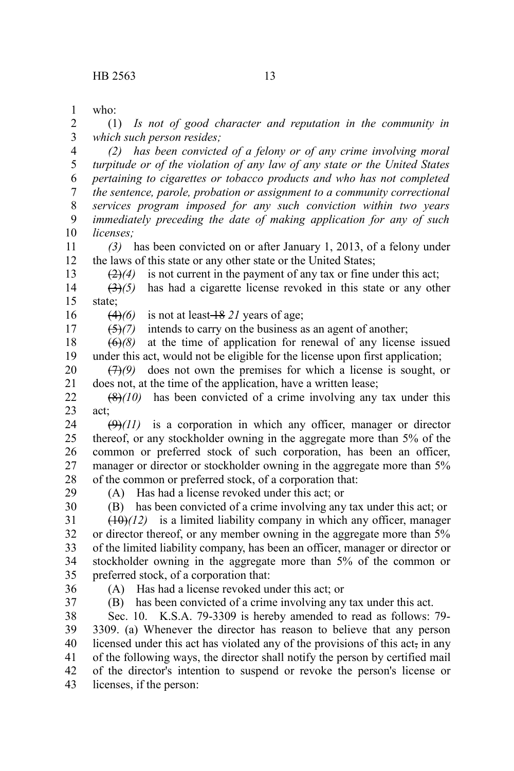who:

(1) *Is not of good character and reputation in the community in which such person resides;*

*(2) has been convicted of a felony or of any crime involving moral turpitude or of the violation of any law of any state or the United States pertaining to cigarettes or tobacco products and who has not completed the sentence, parole, probation or assignment to a community correctional services program imposed for any such conviction within two years immediately preceding the date of making application for any of such licenses;*

*(3)* has been convicted on or after January 1, 2013, of a felony under the laws of this state or any other state or the United States;

~~(2)~~*(4)* is not current in the payment of any tax or fine under this act;

~~(3)~~*(5)* has had a cigarette license revoked in this state or any other state;

~~(4)~~*(6)* is not at least ~~18~~ *21* years of age;

~~(5)~~*(7)* intends to carry on the business as an agent of another;

~~(6)~~*(8)* at the time of application for renewal of any license issued under this act, would not be eligible for the license upon first application;

~~(7)~~*(9)* does not own the premises for which a license is sought, or does not, at the time of the application, have a written lease;

~~(8)~~*(10)* has been convicted of a crime involving any tax under this act;

~~(9)~~*(11)* is a corporation in which any officer, manager or director thereof, or any stockholder owning in the aggregate more than 5% of the common or preferred stock of such corporation, has been an officer, manager or director or stockholder owning in the aggregate more than 5% of the common or preferred stock, of a corporation that:

(A) Has had a license revoked under this act; or

(B) has been convicted of a crime involving any tax under this act; or

~~(10)~~*(12)* is a limited liability company in which any officer, manager or director thereof, or any member owning in the aggregate more than 5% of the limited liability company, has been an officer, manager or director or stockholder owning in the aggregate more than 5% of the common or preferred stock, of a corporation that:

(A) Has had a license revoked under this act; or

(B) has been convicted of a crime involving any tax under this act.

Sec. 10. K.S.A. 79-3309 is hereby amended to read as follows: 79-3309. (a) Whenever the director has reason to believe that any person licensed under this act has violated any of the provisions of this act~~,~~ in any of the following ways, the director shall notify the person by certified mail of the director's intention to suspend or revoke the person's license or licenses, if the person: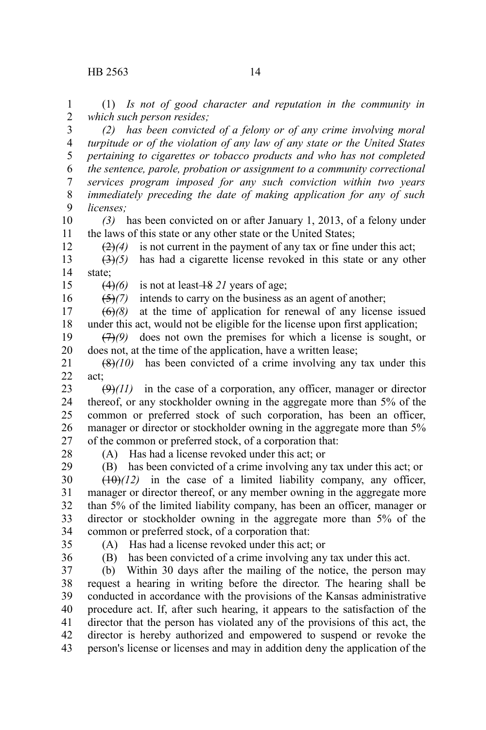(1) *Is not of good character and reputation in the community in which such person resides;*

*(2) has been convicted of a felony or of any crime involving moral turpitude or of the violation of any law of any state or the United States pertaining to cigarettes or tobacco products and who has not completed the sentence, parole, probation or assignment to a community correctional services program imposed for any such conviction within two years immediately preceding the date of making application for any of such licenses;*

*(3)* has been convicted on or after January 1, 2013, of a felony under the laws of this state or any other state or the United States;

~~(2)~~*(4)* is not current in the payment of any tax or fine under this act;

~~(3)~~*(5)* has had a cigarette license revoked in this state or any other state;

~~(4)~~*(6)* is not at least ~~18~~ *21* years of age;

~~(5)~~*(7)* intends to carry on the business as an agent of another;

~~(6)~~*(8)* at the time of application for renewal of any license issued under this act, would not be eligible for the license upon first application;

~~(7)~~*(9)* does not own the premises for which a license is sought, or does not, at the time of the application, have a written lease;

~~(8)~~*(10)* has been convicted of a crime involving any tax under this act;

~~(9)~~*(11)* in the case of a corporation, any officer, manager or director thereof, or any stockholder owning in the aggregate more than 5% of the common or preferred stock of such corporation, has been an officer, manager or director or stockholder owning in the aggregate more than 5% of the common or preferred stock, of a corporation that:

(A) Has had a license revoked under this act; or

(B) has been convicted of a crime involving any tax under this act; or

~~(10)~~*(12)* in the case of a limited liability company, any officer, manager or director thereof, or any member owning in the aggregate more than 5% of the limited liability company, has been an officer, manager or director or stockholder owning in the aggregate more than 5% of the common or preferred stock, of a corporation that:

(A) Has had a license revoked under this act; or

(B) has been convicted of a crime involving any tax under this act.

(b) Within 30 days after the mailing of the notice, the person may request a hearing in writing before the director. The hearing shall be conducted in accordance with the provisions of the Kansas administrative procedure act. If, after such hearing, it appears to the satisfaction of the director that the person has violated any of the provisions of this act, the director is hereby authorized and empowered to suspend or revoke the person's license or licenses and may in addition deny the application of the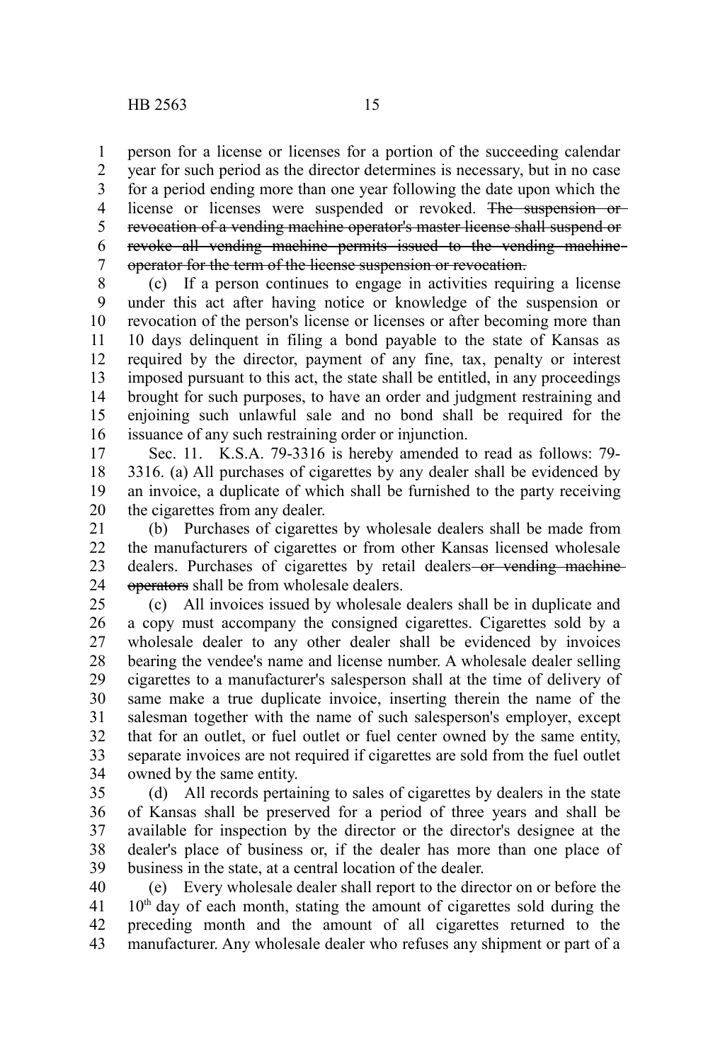person for a license or licenses for a portion of the succeeding calendar year for such period as the director determines is necessary, but in no case for a period ending more than one year following the date upon which the license or licenses were suspended or revoked. ~~The suspension or revocation of a vending machine operator's master license shall suspend or revoke all vending machine permits issued to the vending machine operator for the term of the license suspension or revocation.~~

(c) If a person continues to engage in activities requiring a license under this act after having notice or knowledge of the suspension or revocation of the person's license or licenses or after becoming more than 10 days delinquent in filing a bond payable to the state of Kansas as required by the director, payment of any fine, tax, penalty or interest imposed pursuant to this act, the state shall be entitled, in any proceedings brought for such purposes, to have an order and judgment restraining and enjoining such unlawful sale and no bond shall be required for the issuance of any such restraining order or injunction.

Sec. 11. K.S.A. 79-3316 is hereby amended to read as follows: 79-3316. (a) All purchases of cigarettes by any dealer shall be evidenced by an invoice, a duplicate of which shall be furnished to the party receiving the cigarettes from any dealer.

(b) Purchases of cigarettes by wholesale dealers shall be made from the manufacturers of cigarettes or from other Kansas licensed wholesale dealers. Purchases of cigarettes by retail dealers ~~or vending machine operators~~ shall be from wholesale dealers.

(c) All invoices issued by wholesale dealers shall be in duplicate and a copy must accompany the consigned cigarettes. Cigarettes sold by a wholesale dealer to any other dealer shall be evidenced by invoices bearing the vendee's name and license number. A wholesale dealer selling cigarettes to a manufacturer's salesperson shall at the time of delivery of same make a true duplicate invoice, inserting therein the name of the salesman together with the name of such salesperson's employer, except that for an outlet, or fuel outlet or fuel center owned by the same entity, separate invoices are not required if cigarettes are sold from the fuel outlet owned by the same entity.

(d) All records pertaining to sales of cigarettes by dealers in the state of Kansas shall be preserved for a period of three years and shall be available for inspection by the director or the director's designee at the dealer's place of business or, if the dealer has more than one place of business in the state, at a central location of the dealer.

(e) Every wholesale dealer shall report to the director on or before the 10th day of each month, stating the amount of cigarettes sold during the preceding month and the amount of all cigarettes returned to the manufacturer. Any wholesale dealer who refuses any shipment or part of a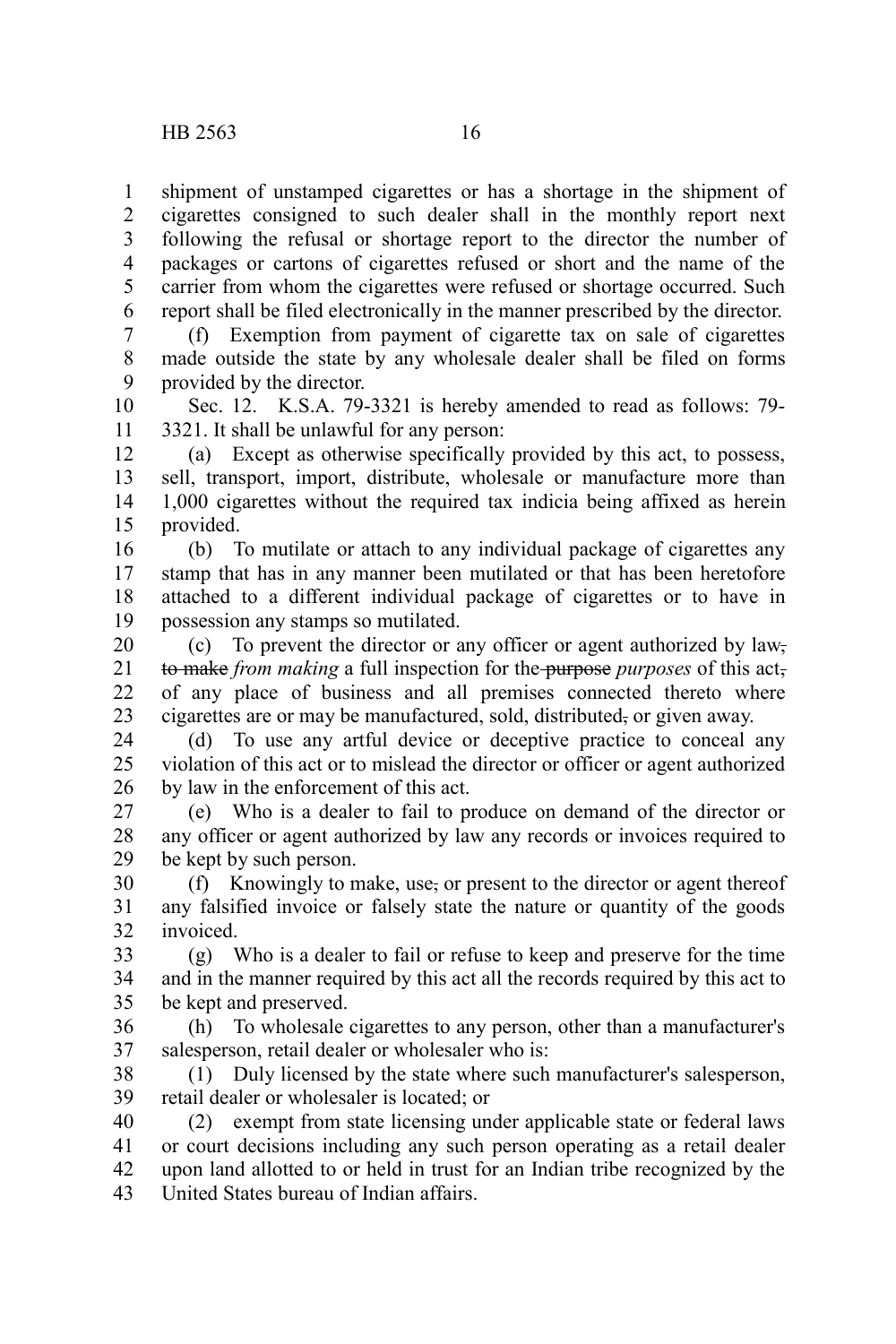shipment of unstamped cigarettes or has a shortage in the shipment of cigarettes consigned to such dealer shall in the monthly report next following the refusal or shortage report to the director the number of packages or cartons of cigarettes refused or short and the name of the carrier from whom the cigarettes were refused or shortage occurred. Such report shall be filed electronically in the manner prescribed by the director.

(f) Exemption from payment of cigarette tax on sale of cigarettes made outside the state by any wholesale dealer shall be filed on forms provided by the director.

Sec. 12. K.S.A. 79-3321 is hereby amended to read as follows: 79-3321. It shall be unlawful for any person:

(a) Except as otherwise specifically provided by this act, to possess, sell, transport, import, distribute, wholesale or manufacture more than 1,000 cigarettes without the required tax indicia being affixed as herein provided.

(b) To mutilate or attach to any individual package of cigarettes any stamp that has in any manner been mutilated or that has been heretofore attached to a different individual package of cigarettes or to have in possession any stamps so mutilated.

(c) To prevent the director or any officer or agent authorized by law~~,~~ ~~to make~~ *from making* a full inspection for the ~~purpose~~ *purposes* of this act~~,~~ of any place of business and all premises connected thereto where cigarettes are or may be manufactured, sold, distributed~~,~~ or given away.

(d) To use any artful device or deceptive practice to conceal any violation of this act or to mislead the director or officer or agent authorized by law in the enforcement of this act.

(e) Who is a dealer to fail to produce on demand of the director or any officer or agent authorized by law any records or invoices required to be kept by such person.

(f) Knowingly to make, use~~,~~ or present to the director or agent thereof any falsified invoice or falsely state the nature or quantity of the goods invoiced.

(g) Who is a dealer to fail or refuse to keep and preserve for the time and in the manner required by this act all the records required by this act to be kept and preserved.

(h) To wholesale cigarettes to any person, other than a manufacturer's salesperson, retail dealer or wholesaler who is:

(1) Duly licensed by the state where such manufacturer's salesperson, retail dealer or wholesaler is located; or

(2) exempt from state licensing under applicable state or federal laws or court decisions including any such person operating as a retail dealer upon land allotted to or held in trust for an Indian tribe recognized by the United States bureau of Indian affairs.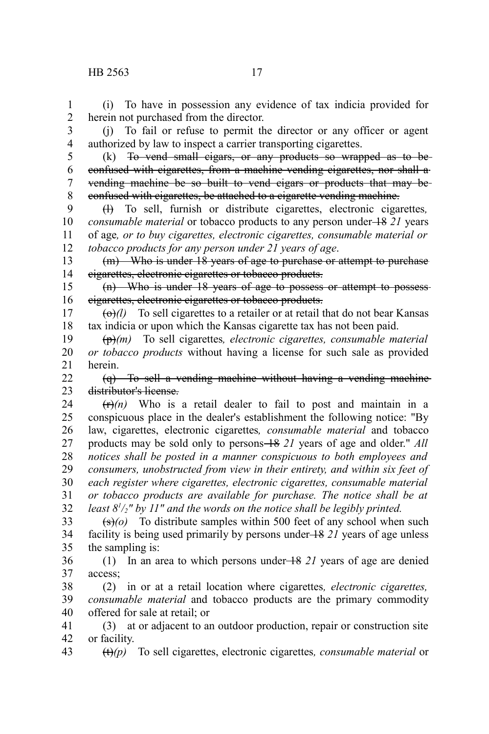(i) To have in possession any evidence of tax indicia provided for herein not purchased from the director.

(j) To fail or refuse to permit the director or any officer or agent authorized by law to inspect a carrier transporting cigarettes.

(k) ~~To vend small cigars, or any products so wrapped as to be confused with cigarettes, from a machine vending cigarettes, nor shall a vending machine be so built to vend cigars or products that may be confused with cigarettes, be attached to a cigarette vending machine.~~

~~(l)~~ To sell, furnish or distribute cigarettes, electronic cigarettes*, consumable material* or tobacco products to any person under ~~18~~ *21* years of age*, or to buy cigarettes, electronic cigarettes, consumable material or tobacco products for any person under 21 years of age*.

~~(m) Who is under 18 years of age to purchase or attempt to purchase cigarettes, electronic cigarettes or tobacco products.~~

~~(n) Who is under 18 years of age to possess or attempt to possess cigarettes, electronic cigarettes or tobacco products.~~

~~(o)~~*(l)* To sell cigarettes to a retailer or at retail that do not bear Kansas tax indicia or upon which the Kansas cigarette tax has not been paid.

~~(p)~~*(m)* To sell cigarettes*, electronic cigarettes, consumable material or tobacco products* without having a license for such sale as provided herein.

~~(q) To sell a vending machine without having a vending machine distributor's license.~~

~~(r)~~*(n)* Who is a retail dealer to fail to post and maintain in a conspicuous place in the dealer's establishment the following notice: "By law, cigarettes, electronic cigarettes*, consumable material* and tobacco products may be sold only to persons ~~18~~ *21* years of age and older." *All notices shall be posted in a manner conspicuous to both employees and consumers, unobstructed from view in their entirety, and within six feet of each register where cigarettes, electronic cigarettes, consumable material or tobacco products are available for purchase. The notice shall be at least 8½" by 11" and the words on the notice shall be legibly printed.*

~~(s)~~*(o)* To distribute samples within 500 feet of any school when such facility is being used primarily by persons under ~~18~~ *21* years of age unless the sampling is:

(1) In an area to which persons under ~~18~~ *21* years of age are denied access;

(2) in or at a retail location where cigarettes*, electronic cigarettes, consumable material* and tobacco products are the primary commodity offered for sale at retail; or

(3) at or adjacent to an outdoor production, repair or construction site or facility.

~~(t)~~*(p)* To sell cigarettes, electronic cigarettes*, consumable material* or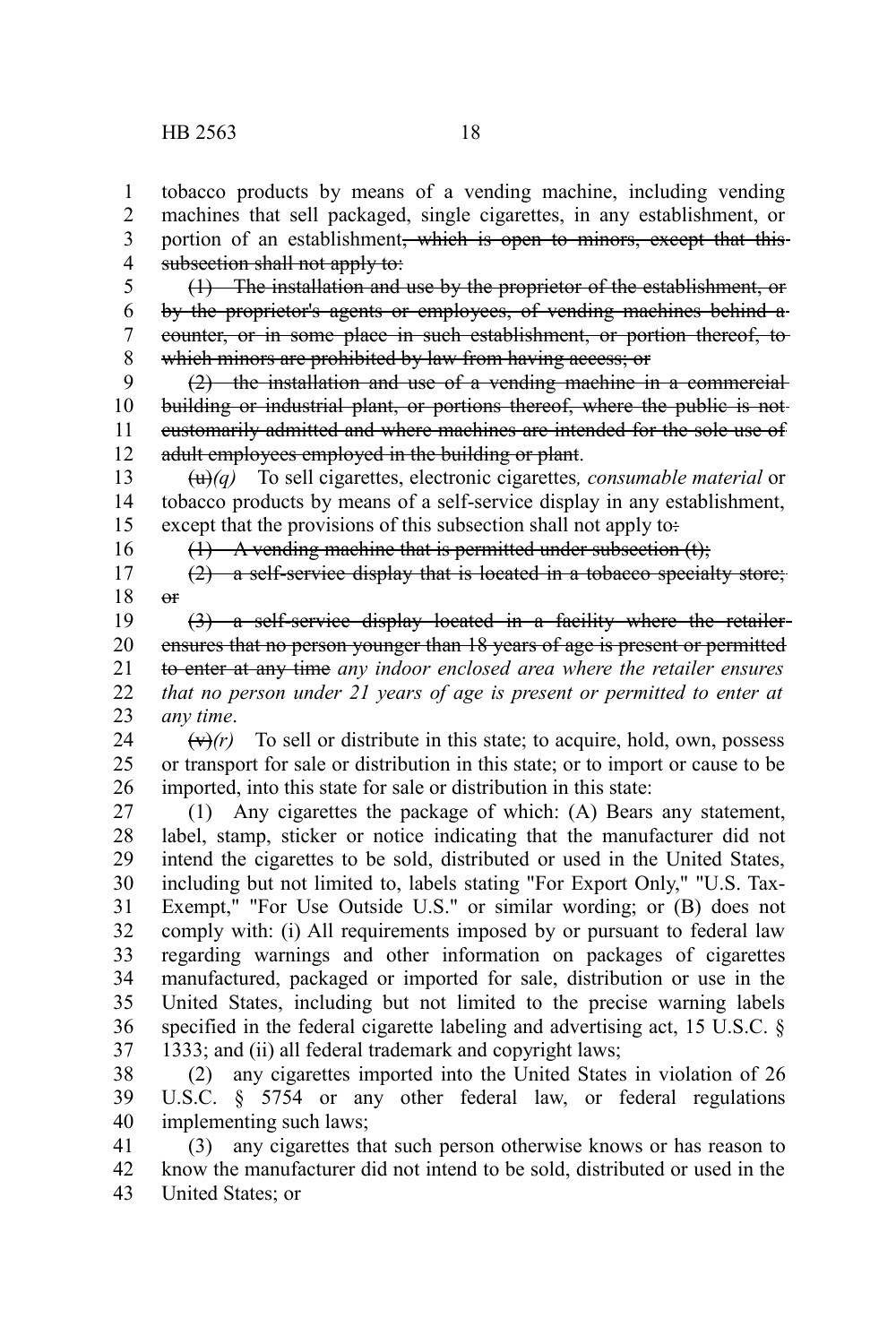tobacco products by means of a vending machine, including vending machines that sell packaged, single cigarettes, in any establishment, or portion of an establishment~~, which is open to minors, except that this subsection shall not apply to:~~

~~(1) The installation and use by the proprietor of the establishment, or by the proprietor's agents or employees, of vending machines behind a counter, or in some place in such establishment, or portion thereof, to which minors are prohibited by law from having access; or~~

~~(2) the installation and use of a vending machine in a commercial building or industrial plant, or portions thereof, where the public is not customarily admitted and where machines are intended for the sole use of adult employees employed in the building or plant~~.

~~(u)~~*(q)* To sell cigarettes, electronic cigarettes*, consumable material* or tobacco products by means of a self-service display in any establishment, except that the provisions of this subsection shall not apply to~~:~~

~~(1) A vending machine that is permitted under subsection (t);~~

~~(2) a self-service display that is located in a tobacco specialty store; or~~

~~(3) a self-service display located in a facility where the retailer ensures that no person younger than 18 years of age is present or permitted to enter at any time~~ *any indoor enclosed area where the retailer ensures that no person under 21 years of age is present or permitted to enter at any time*.

~~(v)~~*(r)* To sell or distribute in this state; to acquire, hold, own, possess or transport for sale or distribution in this state; or to import or cause to be imported, into this state for sale or distribution in this state:

(1) Any cigarettes the package of which: (A) Bears any statement, label, stamp, sticker or notice indicating that the manufacturer did not intend the cigarettes to be sold, distributed or used in the United States, including but not limited to, labels stating "For Export Only," "U.S. Tax-Exempt," "For Use Outside U.S." or similar wording; or (B) does not comply with: (i) All requirements imposed by or pursuant to federal law regarding warnings and other information on packages of cigarettes manufactured, packaged or imported for sale, distribution or use in the United States, including but not limited to the precise warning labels specified in the federal cigarette labeling and advertising act, 15 U.S.C. § 1333; and (ii) all federal trademark and copyright laws;

(2) any cigarettes imported into the United States in violation of 26 U.S.C. § 5754 or any other federal law, or federal regulations implementing such laws;

(3) any cigarettes that such person otherwise knows or has reason to know the manufacturer did not intend to be sold, distributed or used in the United States; or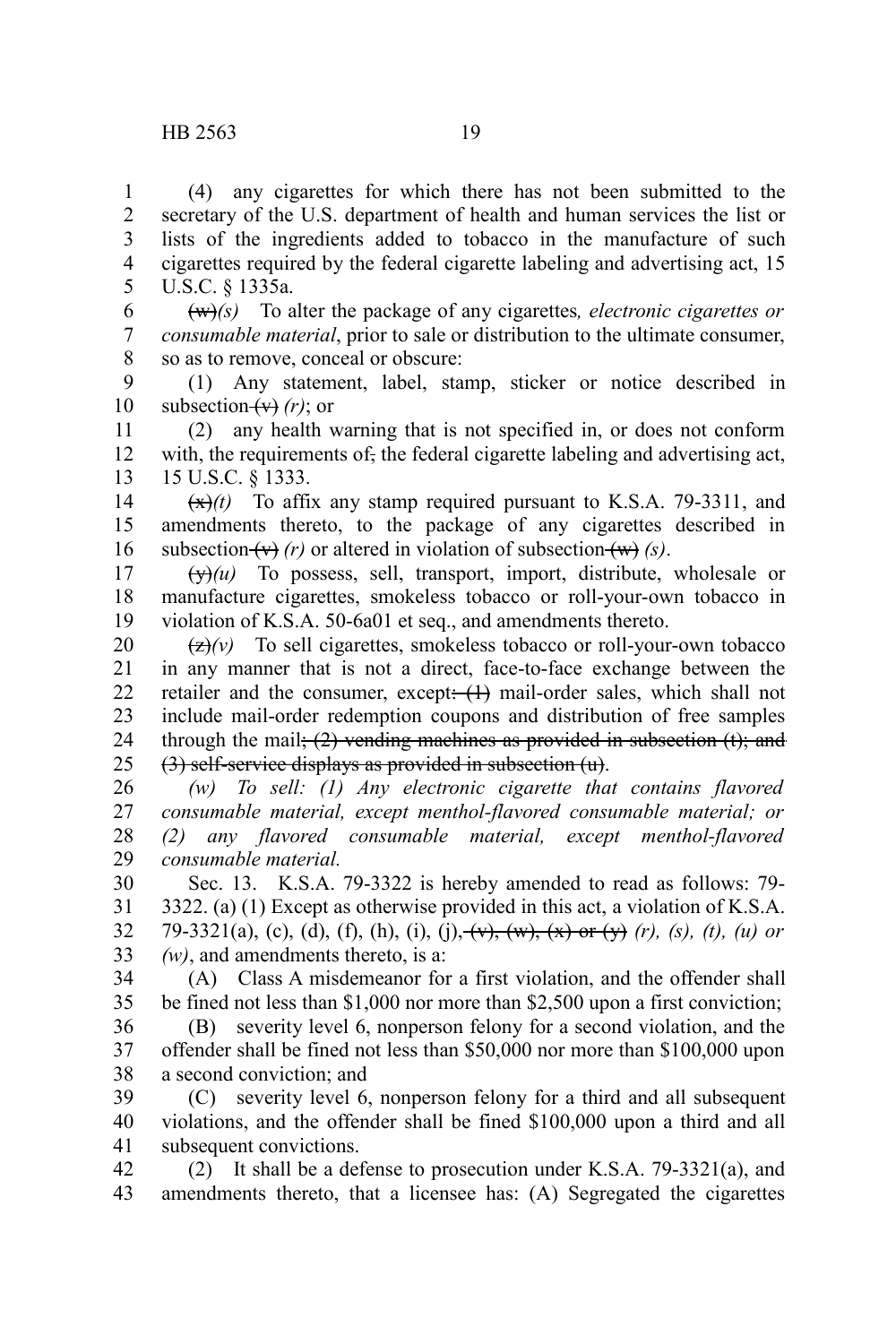(4) any cigarettes for which there has not been submitted to the secretary of the U.S. department of health and human services the list or lists of the ingredients added to tobacco in the manufacture of such cigarettes required by the federal cigarette labeling and advertising act, 15 U.S.C. § 1335a.

~~(w)~~*(s)* To alter the package of any cigarettes*, electronic cigarettes or consumable material*, prior to sale or distribution to the ultimate consumer, so as to remove, conceal or obscure:

(1) Any statement, label, stamp, sticker or notice described in subsection ~~(v)~~ *(r)*; or

(2) any health warning that is not specified in, or does not conform with, the requirements of~~,~~ the federal cigarette labeling and advertising act, 15 U.S.C. § 1333.

~~(x)~~*(t)* To affix any stamp required pursuant to K.S.A. 79-3311, and amendments thereto, to the package of any cigarettes described in subsection ~~(v)~~ *(r)* or altered in violation of subsection ~~(w)~~ *(s)*.

~~(y)~~*(u)* To possess, sell, transport, import, distribute, wholesale or manufacture cigarettes, smokeless tobacco or roll-your-own tobacco in violation of K.S.A. 50-6a01 et seq., and amendments thereto.

~~(z)~~*(v)* To sell cigarettes, smokeless tobacco or roll-your-own tobacco in any manner that is not a direct, face-to-face exchange between the retailer and the consumer, except~~: (1)~~ mail-order sales, which shall not include mail-order redemption coupons and distribution of free samples through the mail~~; (2) vending machines as provided in subsection (t); and (3) self-service displays as provided in subsection (u)~~.

*(w) To sell: (1) Any electronic cigarette that contains flavored consumable material, except menthol-flavored consumable material; or (2) any flavored consumable material, except menthol-flavored consumable material.*

Sec. 13. K.S.A. 79-3322 is hereby amended to read as follows: 79-3322. (a) (1) Except as otherwise provided in this act, a violation of K.S.A. 79-3321(a), (c), (d), (f), (h), (i), (j), ~~(v), (w), (x) or (y)~~ *(r), (s), (t), (u) or (w)*, and amendments thereto, is a:

(A) Class A misdemeanor for a first violation, and the offender shall be fined not less than $1,000 nor more than $2,500 upon a first conviction;

(B) severity level 6, nonperson felony for a second violation, and the offender shall be fined not less than $50,000 nor more than $100,000 upon a second conviction; and

(C) severity level 6, nonperson felony for a third and all subsequent violations, and the offender shall be fined $100,000 upon a third and all subsequent convictions.

(2) It shall be a defense to prosecution under K.S.A. 79-3321(a), and amendments thereto, that a licensee has: (A) Segregated the cigarettes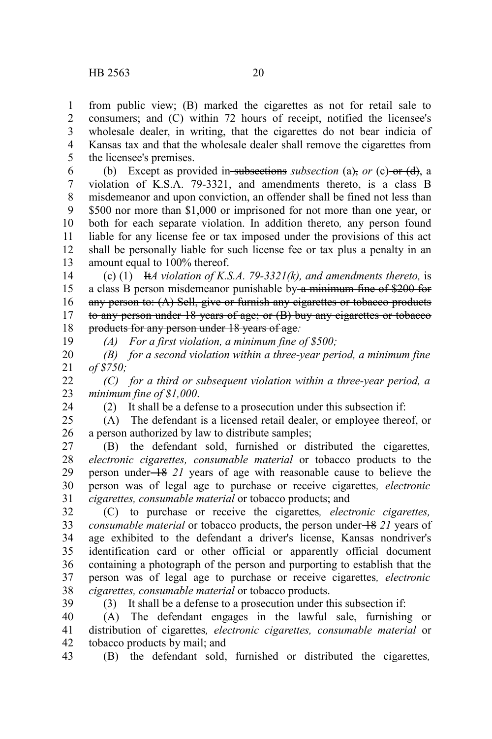from public view; (B) marked the cigarettes as not for retail sale to consumers; and (C) within 72 hours of receipt, notified the licensee's wholesale dealer, in writing, that the cigarettes do not bear indicia of Kansas tax and that the wholesale dealer shall remove the cigarettes from the licensee's premises.

(b) Except as provided in ~~subsections~~ *subsection* (a)~~,~~ *or* (c) ~~or (d)~~, a violation of K.S.A. 79-3321, and amendments thereto, is a class B misdemeanor and upon conviction, an offender shall be fined not less than $500 nor more than $1,000 or imprisoned for not more than one year, or both for each separate violation. In addition thereto*,* any person found liable for any license fee or tax imposed under the provisions of this act shall be personally liable for such license fee or tax plus a penalty in an amount equal to 100% thereof.

(c) (1) ~~It~~*A violation of K.S.A. 79-3321(k), and amendments thereto,* is a class B person misdemeanor punishable by ~~a minimum fine of $200 for any person to: (A) Sell, give or furnish any cigarettes or tobacco products to any person under 18 years of age; or (B) buy any cigarettes or tobacco products for any person under 18 years of age~~*:*

*(A) For a first violation, a minimum fine of $500;*

*(B) for a second violation within a three-year period, a minimum fine of $750;*

*(C) for a third or subsequent violation within a three-year period, a minimum fine of $1,000*.

(2) It shall be a defense to a prosecution under this subsection if:

(A) The defendant is a licensed retail dealer, or employee thereof, or a person authorized by law to distribute samples;

(B) the defendant sold, furnished or distributed the cigarettes*, electronic cigarettes, consumable material* or tobacco products to the person under ~~18~~ *21* years of age with reasonable cause to believe the person was of legal age to purchase or receive cigarettes*, electronic cigarettes, consumable material* or tobacco products; and

(C) to purchase or receive the cigarettes*, electronic cigarettes, consumable material* or tobacco products, the person under ~~18~~ *21* years of age exhibited to the defendant a driver's license, Kansas nondriver's identification card or other official or apparently official document containing a photograph of the person and purporting to establish that the person was of legal age to purchase or receive cigarettes*, electronic cigarettes, consumable material* or tobacco products.

(3) It shall be a defense to a prosecution under this subsection if:

(A) The defendant engages in the lawful sale, furnishing or distribution of cigarettes*, electronic cigarettes, consumable material* or tobacco products by mail; and

(B) the defendant sold, furnished or distributed the cigarettes*,*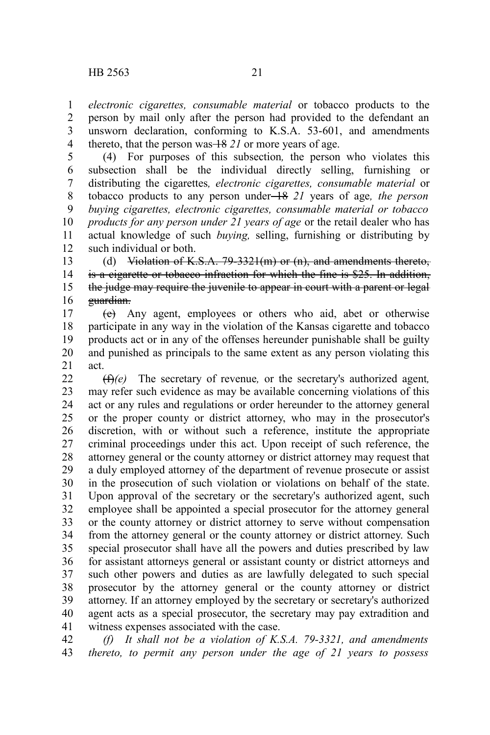*electronic cigarettes, consumable material* or tobacco products to the person by mail only after the person had provided to the defendant an unsworn declaration, conforming to K.S.A. 53-601, and amendments thereto, that the person was ~~18~~ *21* or more years of age.

(4) For purposes of this subsection*,* the person who violates this subsection shall be the individual directly selling, furnishing or distributing the cigarettes*, electronic cigarettes, consumable material* or tobacco products to any person under ~~18~~ *21* years of age*, the person buying cigarettes, electronic cigarettes, consumable material or tobacco products for any person under 21 years of age* or the retail dealer who has actual knowledge of such *buying,* selling, furnishing or distributing by such individual or both.

(d) ~~Violation of K.S.A. 79-3321(m) or (n), and amendments thereto, is a cigarette or tobacco infraction for which the fine is $25. In addition, the judge may require the juvenile to appear in court with a parent or legal guardian.~~

~~(e)~~ Any agent, employees or others who aid, abet or otherwise participate in any way in the violation of the Kansas cigarette and tobacco products act or in any of the offenses hereunder punishable shall be guilty and punished as principals to the same extent as any person violating this act.

~~(f)~~*(e)* The secretary of revenue*,* or the secretary's authorized agent*,* may refer such evidence as may be available concerning violations of this act or any rules and regulations or order hereunder to the attorney general or the proper county or district attorney, who may in the prosecutor's discretion, with or without such a reference, institute the appropriate criminal proceedings under this act. Upon receipt of such reference, the attorney general or the county attorney or district attorney may request that a duly employed attorney of the department of revenue prosecute or assist in the prosecution of such violation or violations on behalf of the state. Upon approval of the secretary or the secretary's authorized agent, such employee shall be appointed a special prosecutor for the attorney general or the county attorney or district attorney to serve without compensation from the attorney general or the county attorney or district attorney. Such special prosecutor shall have all the powers and duties prescribed by law for assistant attorneys general or assistant county or district attorneys and such other powers and duties as are lawfully delegated to such special prosecutor by the attorney general or the county attorney or district attorney. If an attorney employed by the secretary or secretary's authorized agent acts as a special prosecutor, the secretary may pay extradition and witness expenses associated with the case.

*(f) It shall not be a violation of K.S.A. 79-3321, and amendments thereto, to permit any person under the age of 21 years to possess*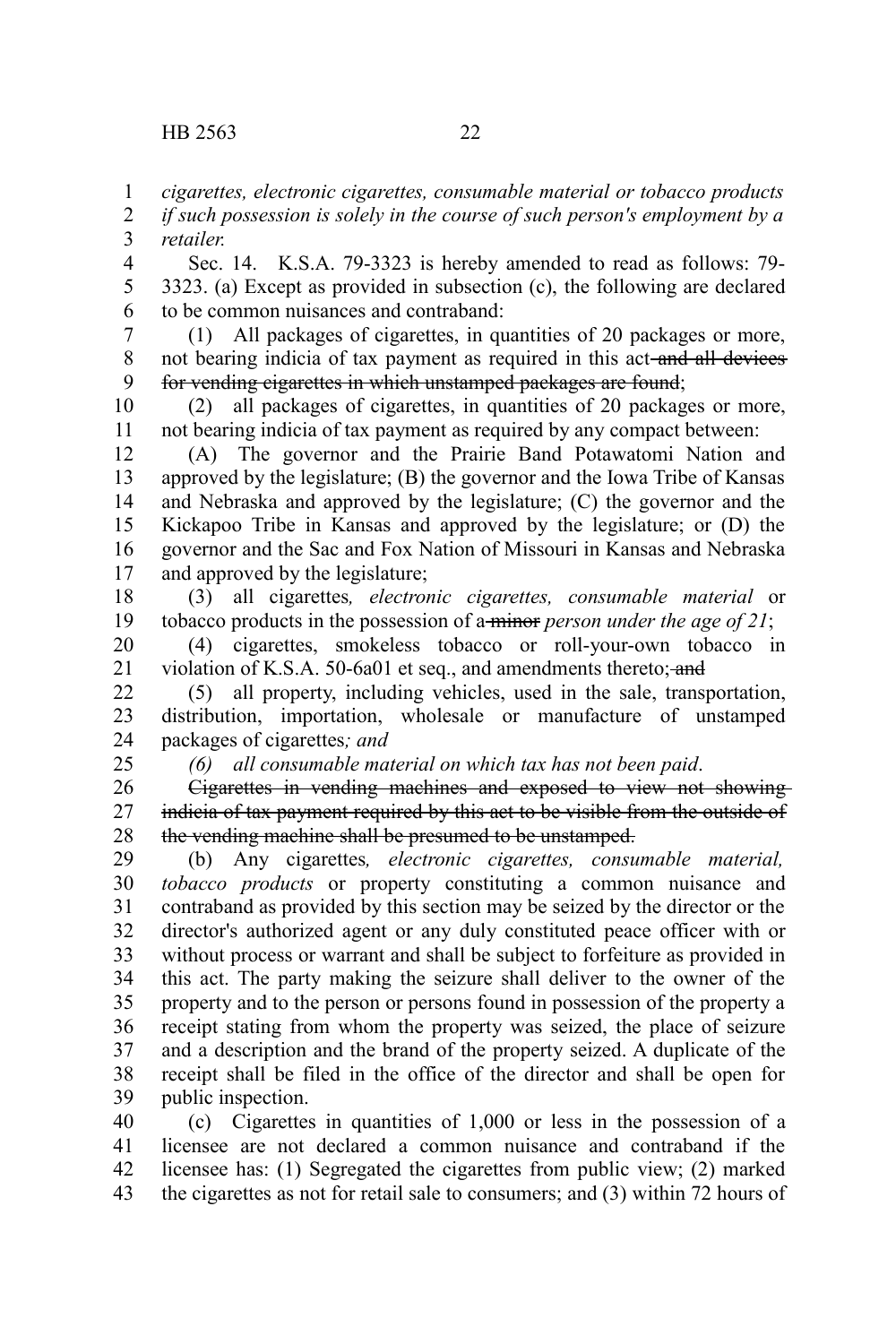*cigarettes, electronic cigarettes, consumable material or tobacco products if such possession is solely in the course of such person's employment by a retailer.*

Sec. 14. K.S.A. 79-3323 is hereby amended to read as follows: 79-3323. (a) Except as provided in subsection (c), the following are declared to be common nuisances and contraband:

(1) All packages of cigarettes, in quantities of 20 packages or more, not bearing indicia of tax payment as required in this act ~~and all devices for vending cigarettes in which unstamped packages are found~~;

(2) all packages of cigarettes, in quantities of 20 packages or more, not bearing indicia of tax payment as required by any compact between:

(A) The governor and the Prairie Band Potawatomi Nation and approved by the legislature; (B) the governor and the Iowa Tribe of Kansas and Nebraska and approved by the legislature; (C) the governor and the Kickapoo Tribe in Kansas and approved by the legislature; or (D) the governor and the Sac and Fox Nation of Missouri in Kansas and Nebraska and approved by the legislature;

(3) all cigarettes*, electronic cigarettes, consumable material* or tobacco products in the possession of a ~~minor~~ *person under the age of 21*;

(4) cigarettes, smokeless tobacco or roll-your-own tobacco in violation of K.S.A. 50-6a01 et seq., and amendments thereto; ~~and~~

(5) all property, including vehicles, used in the sale, transportation, distribution, importation, wholesale or manufacture of unstamped packages of cigarettes*; and*

*(6) all consumable material on which tax has not been paid*.

~~Cigarettes in vending machines and exposed to view not showing indicia of tax payment required by this act to be visible from the outside of the vending machine shall be presumed to be unstamped.~~

(b) Any cigarettes*, electronic cigarettes, consumable material, tobacco products* or property constituting a common nuisance and contraband as provided by this section may be seized by the director or the director's authorized agent or any duly constituted peace officer with or without process or warrant and shall be subject to forfeiture as provided in this act. The party making the seizure shall deliver to the owner of the property and to the person or persons found in possession of the property a receipt stating from whom the property was seized, the place of seizure and a description and the brand of the property seized. A duplicate of the receipt shall be filed in the office of the director and shall be open for public inspection.

(c) Cigarettes in quantities of 1,000 or less in the possession of a licensee are not declared a common nuisance and contraband if the licensee has: (1) Segregated the cigarettes from public view; (2) marked the cigarettes as not for retail sale to consumers; and (3) within 72 hours of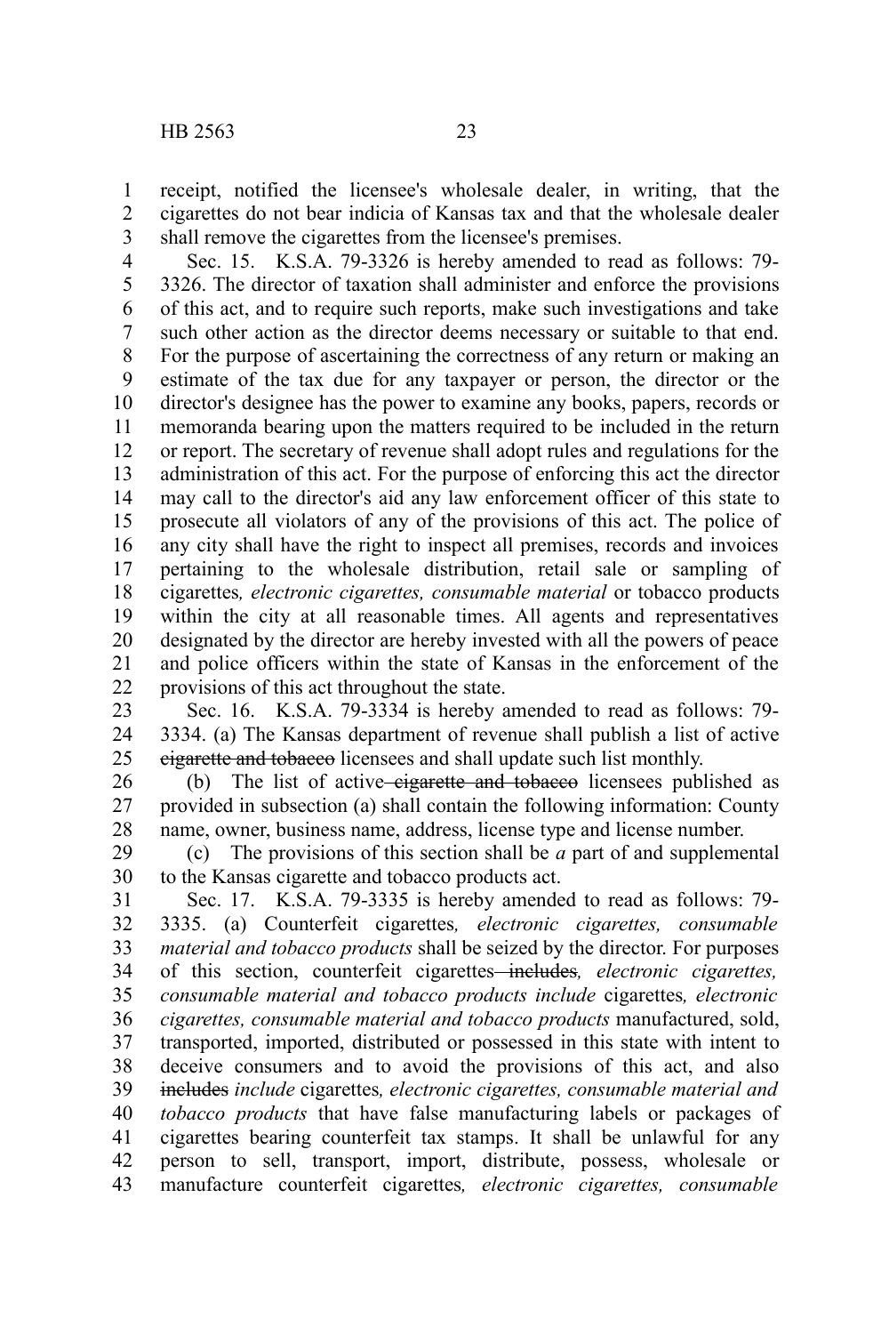receipt, notified the licensee's wholesale dealer, in writing, that the cigarettes do not bear indicia of Kansas tax and that the wholesale dealer shall remove the cigarettes from the licensee's premises.

Sec. 15. K.S.A. 79-3326 is hereby amended to read as follows: 79-3326. The director of taxation shall administer and enforce the provisions of this act, and to require such reports, make such investigations and take such other action as the director deems necessary or suitable to that end. For the purpose of ascertaining the correctness of any return or making an estimate of the tax due for any taxpayer or person, the director or the director's designee has the power to examine any books, papers, records or memoranda bearing upon the matters required to be included in the return or report. The secretary of revenue shall adopt rules and regulations for the administration of this act. For the purpose of enforcing this act the director may call to the director's aid any law enforcement officer of this state to prosecute all violators of any of the provisions of this act. The police of any city shall have the right to inspect all premises, records and invoices pertaining to the wholesale distribution, retail sale or sampling of cigarettes*, electronic cigarettes, consumable material* or tobacco products within the city at all reasonable times. All agents and representatives designated by the director are hereby invested with all the powers of peace and police officers within the state of Kansas in the enforcement of the provisions of this act throughout the state.

Sec. 16. K.S.A. 79-3334 is hereby amended to read as follows: 79-3334. (a) The Kansas department of revenue shall publish a list of active ~~cigarette and tobacco~~ licensees and shall update such list monthly.

(b) The list of active ~~cigarette and tobacco~~ licensees published as provided in subsection (a) shall contain the following information: County name, owner, business name, address, license type and license number.

(c) The provisions of this section shall be *a* part of and supplemental to the Kansas cigarette and tobacco products act.

Sec. 17. K.S.A. 79-3335 is hereby amended to read as follows: 79-3335. (a) Counterfeit cigarettes*, electronic cigarettes, consumable material and tobacco products* shall be seized by the director. For purposes of this section, counterfeit cigarettes ~~includes~~*, electronic cigarettes, consumable material and tobacco products include* cigarettes*, electronic cigarettes, consumable material and tobacco products* manufactured, sold, transported, imported, distributed or possessed in this state with intent to deceive consumers and to avoid the provisions of this act, and also ~~includes~~ *include* cigarettes*, electronic cigarettes, consumable material and tobacco products* that have false manufacturing labels or packages of cigarettes bearing counterfeit tax stamps. It shall be unlawful for any person to sell, transport, import, distribute, possess, wholesale or manufacture counterfeit cigarettes*, electronic cigarettes, consumable*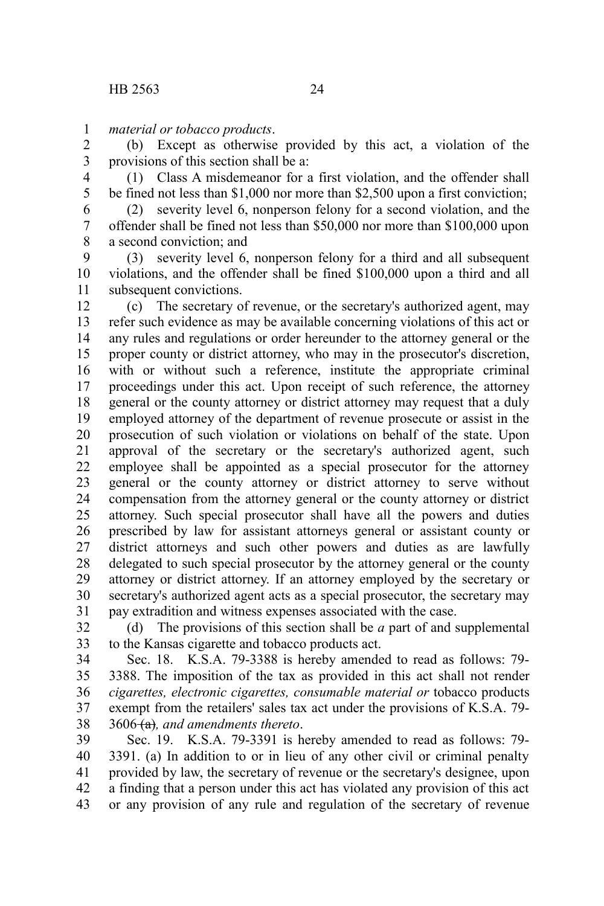*material or tobacco products*.

(b) Except as otherwise provided by this act, a violation of the provisions of this section shall be a:

(1) Class A misdemeanor for a first violation, and the offender shall be fined not less than $1,000 nor more than $2,500 upon a first conviction;

(2) severity level 6, nonperson felony for a second violation, and the offender shall be fined not less than $50,000 nor more than $100,000 upon a second conviction; and

(3) severity level 6, nonperson felony for a third and all subsequent violations, and the offender shall be fined $100,000 upon a third and all subsequent convictions.

(c) The secretary of revenue, or the secretary's authorized agent, may refer such evidence as may be available concerning violations of this act or any rules and regulations or order hereunder to the attorney general or the proper county or district attorney, who may in the prosecutor's discretion, with or without such a reference, institute the appropriate criminal proceedings under this act. Upon receipt of such reference, the attorney general or the county attorney or district attorney may request that a duly employed attorney of the department of revenue prosecute or assist in the prosecution of such violation or violations on behalf of the state. Upon approval of the secretary or the secretary's authorized agent, such employee shall be appointed as a special prosecutor for the attorney general or the county attorney or district attorney to serve without compensation from the attorney general or the county attorney or district attorney. Such special prosecutor shall have all the powers and duties prescribed by law for assistant attorneys general or assistant county or district attorneys and such other powers and duties as are lawfully delegated to such special prosecutor by the attorney general or the county attorney or district attorney. If an attorney employed by the secretary or secretary's authorized agent acts as a special prosecutor, the secretary may pay extradition and witness expenses associated with the case.

(d) The provisions of this section shall be *a* part of and supplemental to the Kansas cigarette and tobacco products act.

Sec. 18. K.S.A. 79-3388 is hereby amended to read as follows: 79-3388. The imposition of the tax as provided in this act shall not render *cigarettes, electronic cigarettes, consumable material or* tobacco products exempt from the retailers' sales tax act under the provisions of K.S.A. 79-3606 ~~(a)~~*, and amendments thereto*.

Sec. 19. K.S.A. 79-3391 is hereby amended to read as follows: 79-3391. (a) In addition to or in lieu of any other civil or criminal penalty provided by law, the secretary of revenue or the secretary's designee, upon a finding that a person under this act has violated any provision of this act or any provision of any rule and regulation of the secretary of revenue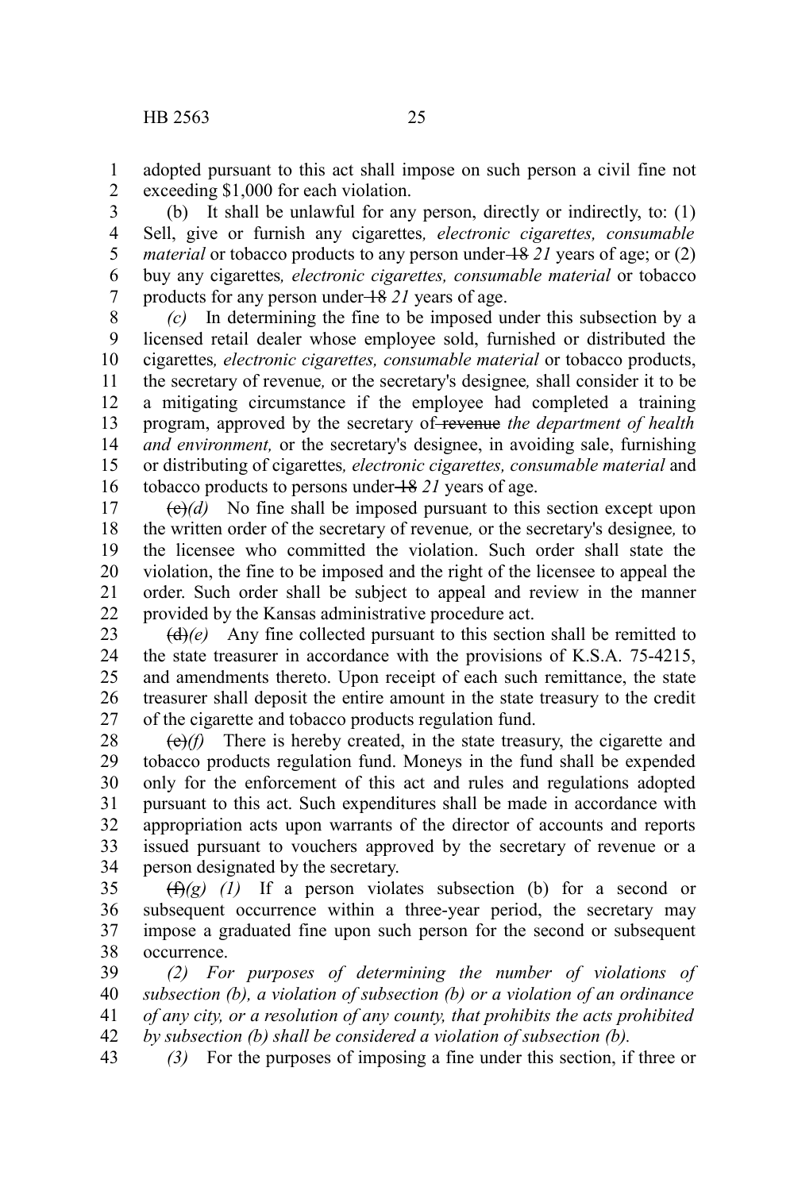adopted pursuant to this act shall impose on such person a civil fine not exceeding $1,000 for each violation.

(b) It shall be unlawful for any person, directly or indirectly, to: (1) Sell, give or furnish any cigarettes*, electronic cigarettes, consumable material* or tobacco products to any person under ~~18~~ *21* years of age; or (2) buy any cigarettes*, electronic cigarettes, consumable material* or tobacco products for any person under ~~18~~ *21* years of age.

*(c)* In determining the fine to be imposed under this subsection by a licensed retail dealer whose employee sold, furnished or distributed the cigarettes*, electronic cigarettes, consumable material* or tobacco products, the secretary of revenue*,* or the secretary's designee*,* shall consider it to be a mitigating circumstance if the employee had completed a training program, approved by the secretary of ~~revenue~~ *the department of health and environment,* or the secretary's designee, in avoiding sale, furnishing or distributing of cigarettes*, electronic cigarettes, consumable material* and tobacco products to persons under ~~18~~ *21* years of age.

~~(c)~~*(d)* No fine shall be imposed pursuant to this section except upon the written order of the secretary of revenue*,* or the secretary's designee*,* to the licensee who committed the violation. Such order shall state the violation, the fine to be imposed and the right of the licensee to appeal the order. Such order shall be subject to appeal and review in the manner provided by the Kansas administrative procedure act.

~~(d)~~*(e)* Any fine collected pursuant to this section shall be remitted to the state treasurer in accordance with the provisions of K.S.A. 75-4215, and amendments thereto. Upon receipt of each such remittance, the state treasurer shall deposit the entire amount in the state treasury to the credit of the cigarette and tobacco products regulation fund.

~~(e)~~*(f)* There is hereby created, in the state treasury, the cigarette and tobacco products regulation fund. Moneys in the fund shall be expended only for the enforcement of this act and rules and regulations adopted pursuant to this act. Such expenditures shall be made in accordance with appropriation acts upon warrants of the director of accounts and reports issued pursuant to vouchers approved by the secretary of revenue or a person designated by the secretary.

~~(f)~~*(g) (1)* If a person violates subsection (b) for a second or subsequent occurrence within a three-year period, the secretary may impose a graduated fine upon such person for the second or subsequent occurrence.

*(2) For purposes of determining the number of violations of subsection (b), a violation of subsection (b) or a violation of an ordinance of any city, or a resolution of any county, that prohibits the acts prohibited by subsection (b) shall be considered a violation of subsection (b).*

*(3)* For the purposes of imposing a fine under this section, if three or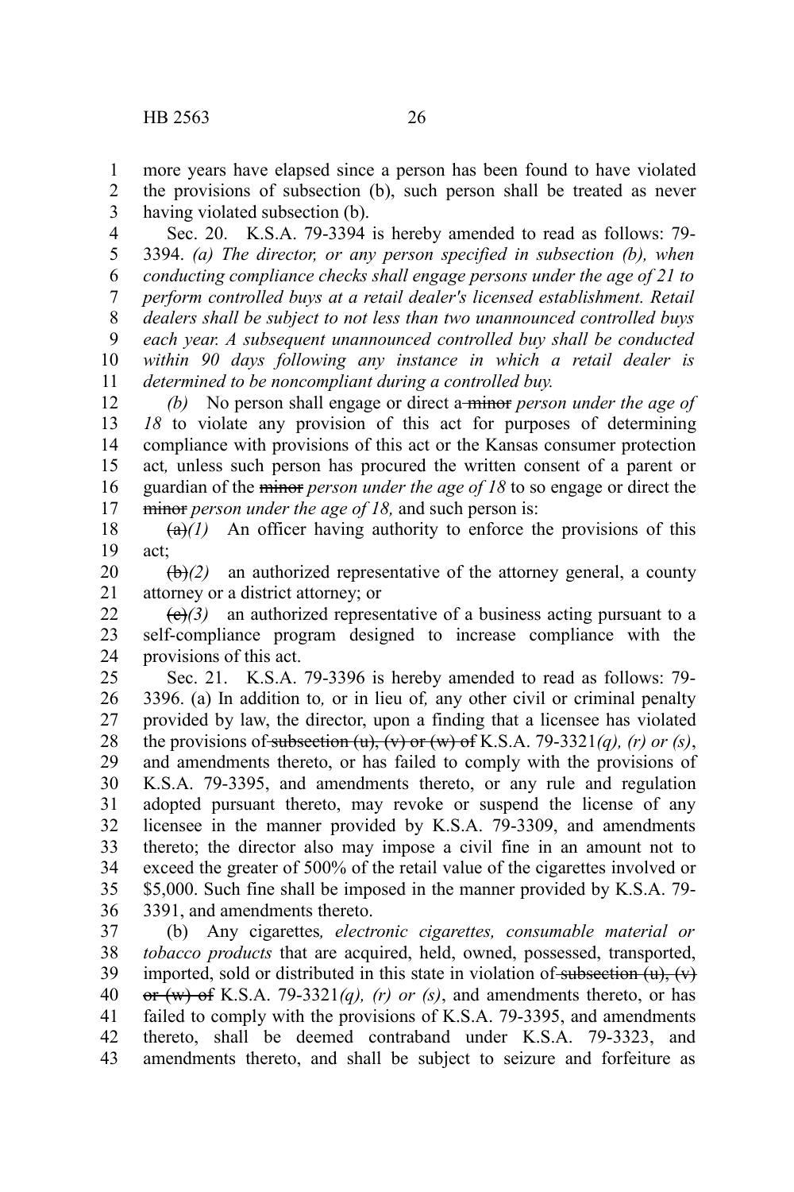more years have elapsed since a person has been found to have violated the provisions of subsection (b), such person shall be treated as never having violated subsection (b).

Sec. 20. K.S.A. 79-3394 is hereby amended to read as follows: 79-3394. *(a) The director, or any person specified in subsection (b), when conducting compliance checks shall engage persons under the age of 21 to perform controlled buys at a retail dealer's licensed establishment. Retail dealers shall be subject to not less than two unannounced controlled buys each year. A subsequent unannounced controlled buy shall be conducted within 90 days following any instance in which a retail dealer is determined to be noncompliant during a controlled buy.*

*(b)* No person shall engage or direct a ~~minor~~ *person under the age of 18* to violate any provision of this act for purposes of determining compliance with provisions of this act or the Kansas consumer protection act*,* unless such person has procured the written consent of a parent or guardian of the ~~minor~~ *person under the age of 18* to so engage or direct the ~~minor~~ *person under the age of 18,* and such person is:

~~(a)~~*(1)* An officer having authority to enforce the provisions of this act;

~~(b)~~*(2)* an authorized representative of the attorney general, a county attorney or a district attorney; or

~~(c)~~*(3)* an authorized representative of a business acting pursuant to a self-compliance program designed to increase compliance with the provisions of this act.

Sec. 21. K.S.A. 79-3396 is hereby amended to read as follows: 79-3396. (a) In addition to*,* or in lieu of*,* any other civil or criminal penalty provided by law, the director, upon a finding that a licensee has violated the provisions of ~~subsection (u), (v) or (w) of~~ K.S.A. 79-3321*(q), (r) or (s)*, and amendments thereto, or has failed to comply with the provisions of K.S.A. 79-3395, and amendments thereto, or any rule and regulation adopted pursuant thereto, may revoke or suspend the license of any licensee in the manner provided by K.S.A. 79-3309, and amendments thereto; the director also may impose a civil fine in an amount not to exceed the greater of 500% of the retail value of the cigarettes involved or $5,000. Such fine shall be imposed in the manner provided by K.S.A. 79-3391, and amendments thereto.

(b) Any cigarettes*, electronic cigarettes, consumable material or tobacco products* that are acquired, held, owned, possessed, transported, imported, sold or distributed in this state in violation of ~~subsection (u), (v) or (w) of~~ K.S.A. 79-3321*(q), (r) or (s)*, and amendments thereto, or has failed to comply with the provisions of K.S.A. 79-3395, and amendments thereto, shall be deemed contraband under K.S.A. 79-3323, and amendments thereto, and shall be subject to seizure and forfeiture as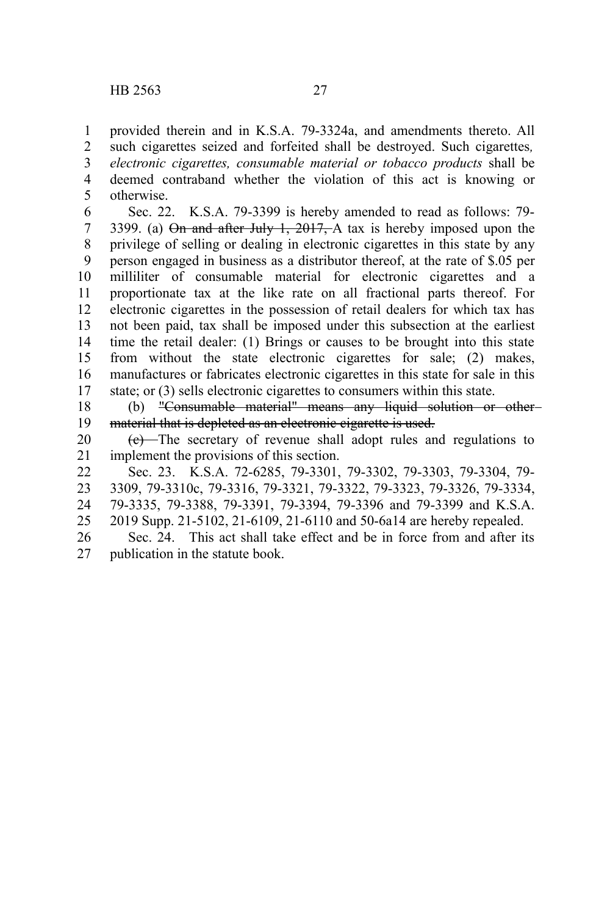provided therein and in K.S.A. 79-3324a, and amendments thereto. All such cigarettes seized and forfeited shall be destroyed. Such cigarettes*, electronic cigarettes, consumable material or tobacco products* shall be deemed contraband whether the violation of this act is knowing or otherwise.

Sec. 22. K.S.A. 79-3399 is hereby amended to read as follows: 79-3399. (a) ~~On and after July 1, 2017,~~ A tax is hereby imposed upon the privilege of selling or dealing in electronic cigarettes in this state by any person engaged in business as a distributor thereof, at the rate of $.05 per milliliter of consumable material for electronic cigarettes and a proportionate tax at the like rate on all fractional parts thereof. For electronic cigarettes in the possession of retail dealers for which tax has not been paid, tax shall be imposed under this subsection at the earliest time the retail dealer: (1) Brings or causes to be brought into this state from without the state electronic cigarettes for sale; (2) makes, manufactures or fabricates electronic cigarettes in this state for sale in this state; or (3) sells electronic cigarettes to consumers within this state.

(b) ~~"Consumable material" means any liquid solution or other material that is depleted as an electronic cigarette is used.~~

~~(c)~~ The secretary of revenue shall adopt rules and regulations to implement the provisions of this section.

Sec. 23. K.S.A. 72-6285, 79-3301, 79-3302, 79-3303, 79-3304, 79-3309, 79-3310c, 79-3316, 79-3321, 79-3322, 79-3323, 79-3326, 79-3334, 79-3335, 79-3388, 79-3391, 79-3394, 79-3396 and 79-3399 and K.S.A. 2019 Supp. 21-5102, 21-6109, 21-6110 and 50-6a14 are hereby repealed.

Sec. 24. This act shall take effect and be in force from and after its publication in the statute book.